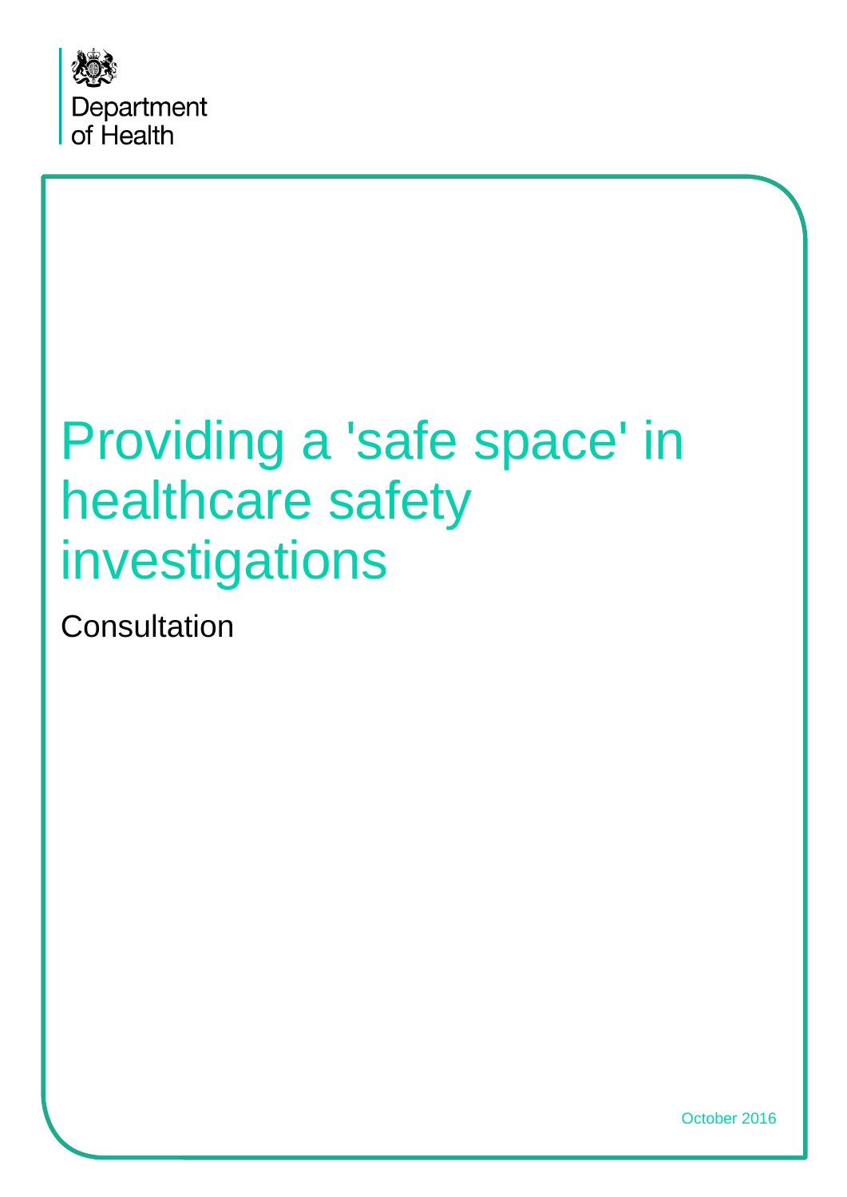Department of Health

# Providing a 'safe space' in healthcare safety investigations

Consultation

October 2016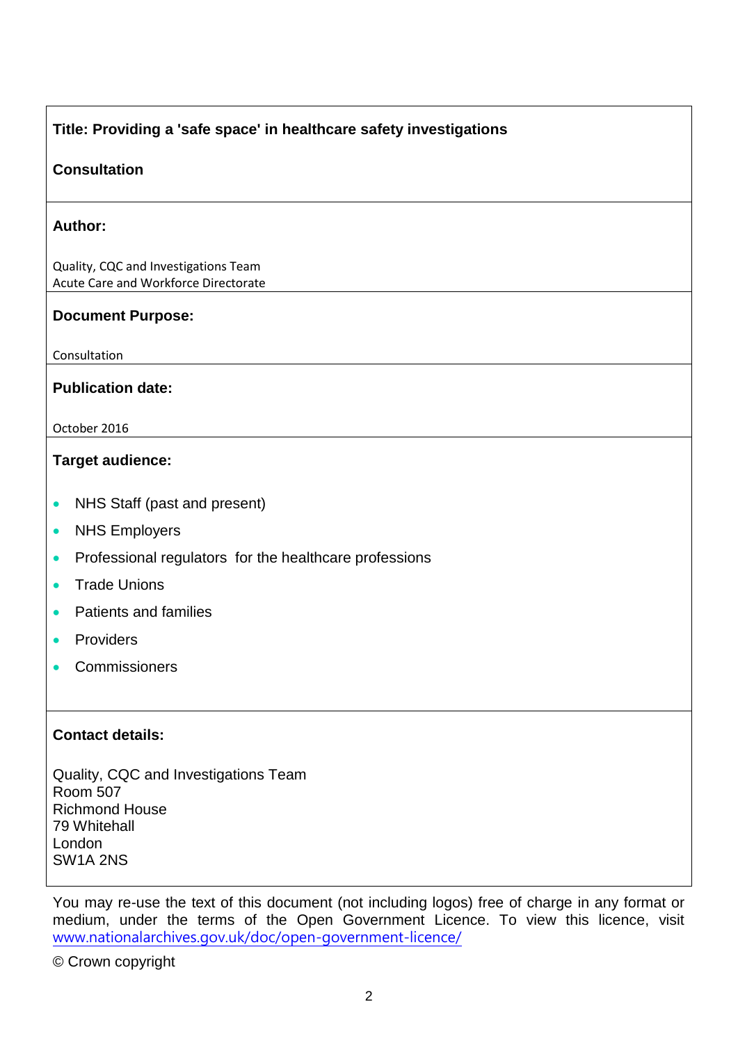**Title: Providing a 'safe space' in healthcare safety investigations**

**Consultation**

**Author:**

Quality, CQC and Investigations Team
Acute Care and Workforce Directorate

**Document Purpose:**

Consultation

**Publication date:**

October 2016

**Target audience:**

- NHS Staff (past and present)
- NHS Employers
- Professional regulators for the healthcare professions
- Trade Unions
- Patients and families
- Providers
- Commissioners

**Contact details:**

Quality, CQC and Investigations Team
Room 507
Richmond House
79 Whitehall
London
SW1A 2NS

You may re-use the text of this document (not including logos) free of charge in any format or medium, under the terms of the Open Government Licence. To view this licence, visit www.nationalarchives.gov.uk/doc/open-government-licence/

© Crown copyright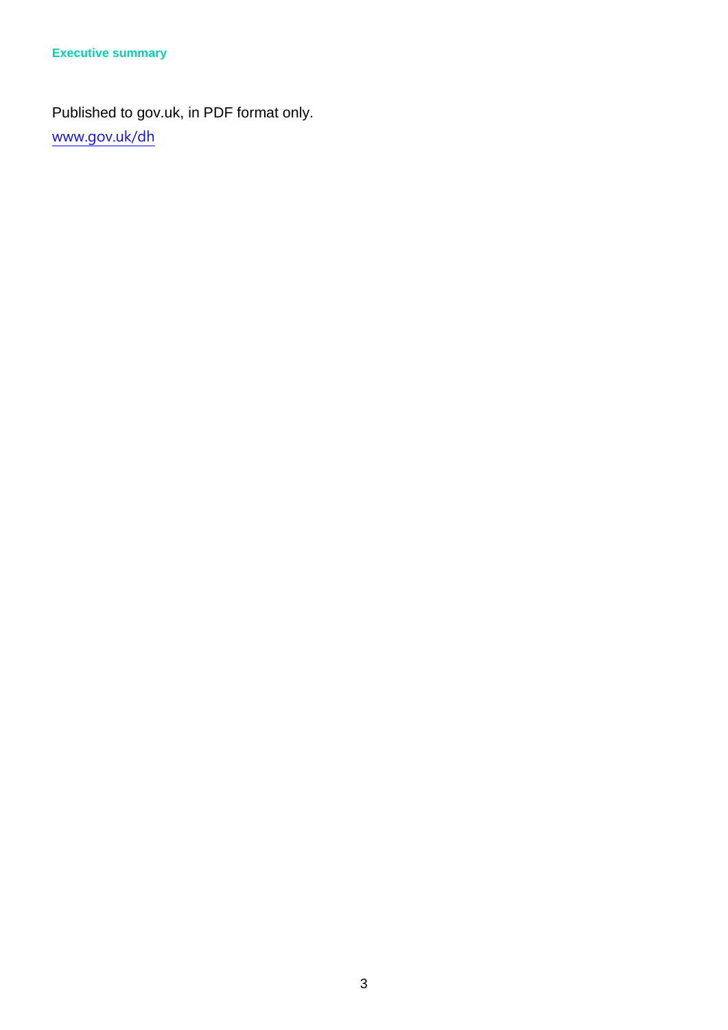Published to gov.uk, in PDF format only.

www.gov.uk/dh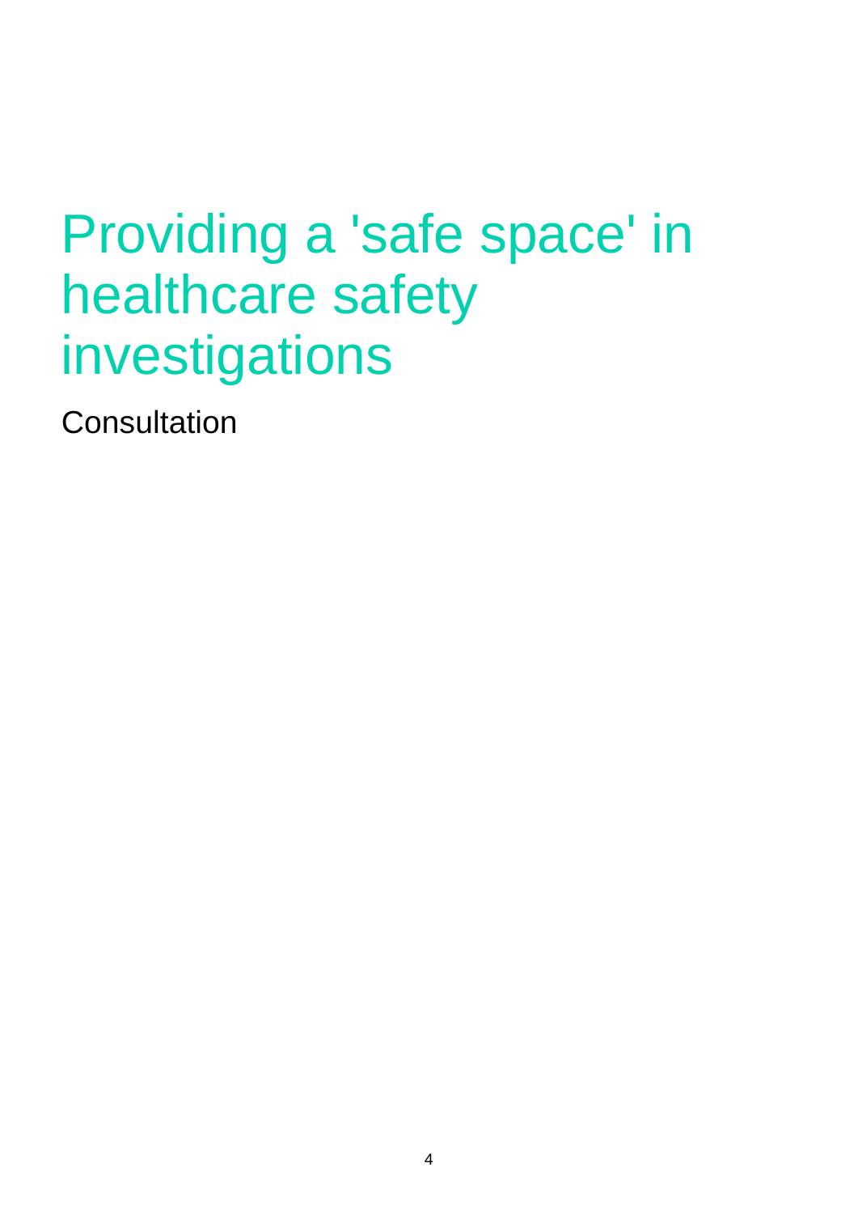# Providing a 'safe space' in healthcare safety investigations

Consultation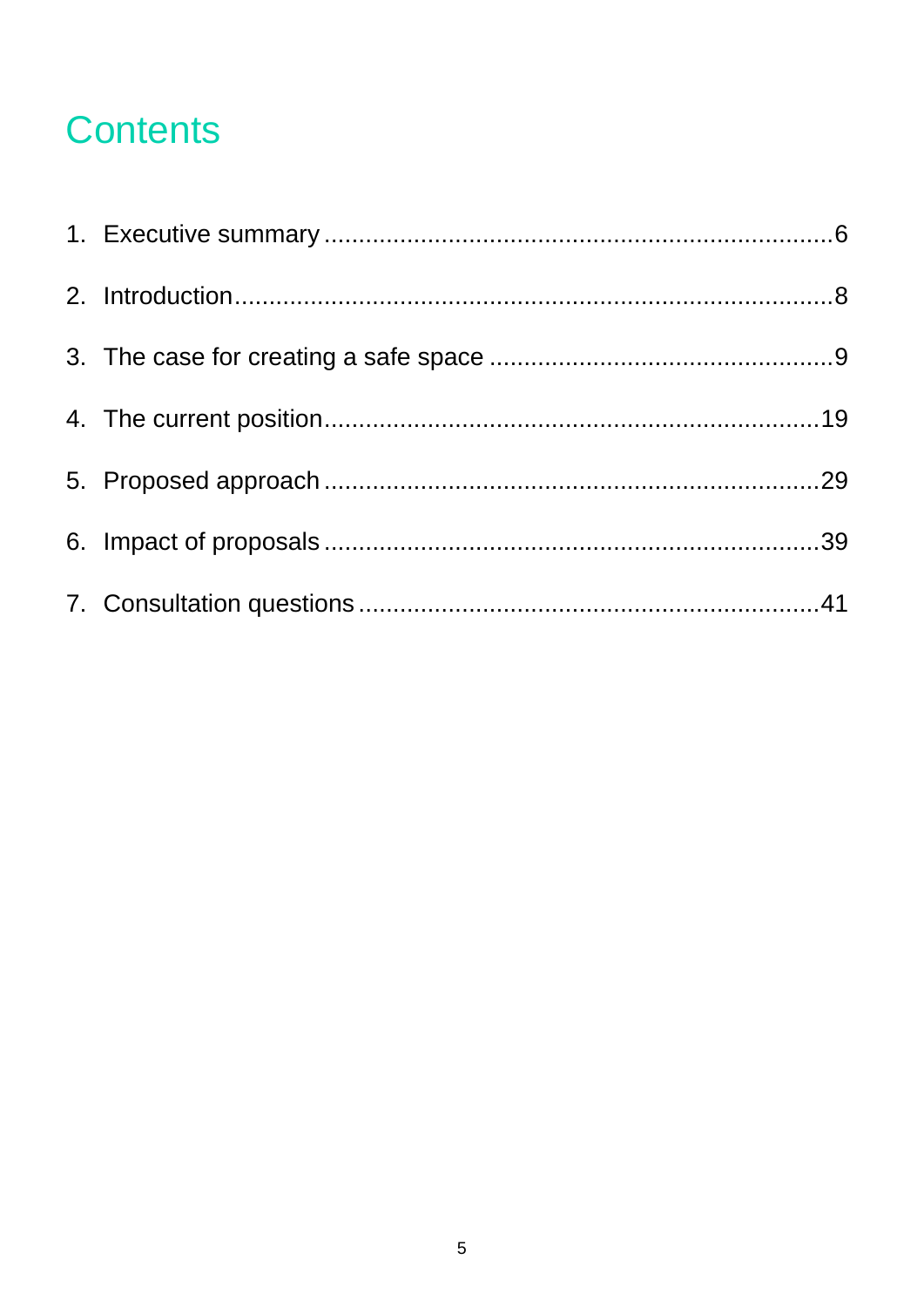# Contents

1. Executive summary ........................................................................ 6
2. Introduction ................................................................................ 8
3. The case for creating a safe space ................................................ 9
4. The current position .................................................................. 19
5. Proposed approach ..................................................................... 29
6. Impact of proposals ..................................................................... 39
7. Consultation questions ................................................................ 41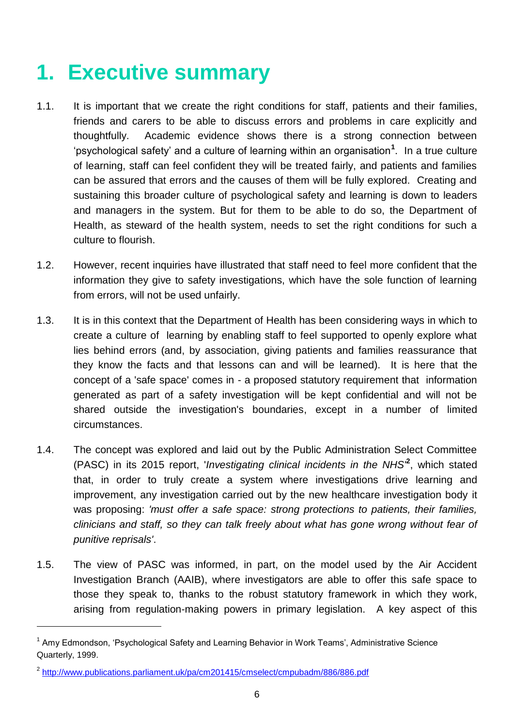# 1. Executive summary

1.1. It is important that we create the right conditions for staff, patients and their families, friends and carers to be able to discuss errors and problems in care explicitly and thoughtfully. Academic evidence shows there is a strong connection between 'psychological safety' and a culture of learning within an organisation[1]. In a true culture of learning, staff can feel confident they will be treated fairly, and patients and families can be assured that errors and the causes of them will be fully explored. Creating and sustaining this broader culture of psychological safety and learning is down to leaders and managers in the system. But for them to be able to do so, the Department of Health, as steward of the health system, needs to set the right conditions for such a culture to flourish.

1.2. However, recent inquiries have illustrated that staff need to feel more confident that the information they give to safety investigations, which have the sole function of learning from errors, will not be used unfairly.

1.3. It is in this context that the Department of Health has been considering ways in which to create a culture of learning by enabling staff to feel supported to openly explore what lies behind errors (and, by association, giving patients and families reassurance that they know the facts and that lessons can and will be learned). It is here that the concept of a 'safe space' comes in - a proposed statutory requirement that information generated as part of a safety investigation will be kept confidential and will not be shared outside the investigation's boundaries, except in a number of limited circumstances.

1.4. The concept was explored and laid out by the Public Administration Select Committee (PASC) in its 2015 report, '*Investigating clinical incidents in the NHS*'[2], which stated that, in order to truly create a system where investigations drive learning and improvement, any investigation carried out by the new healthcare investigation body it was proposing: *'must offer a safe space: strong protections to patients, their families, clinicians and staff, so they can talk freely about what has gone wrong without fear of punitive reprisals'*.

1.5. The view of PASC was informed, in part, on the model used by the Air Accident Investigation Branch (AAIB), where investigators are able to offer this safe space to those they speak to, thanks to the robust statutory framework in which they work, arising from regulation-making powers in primary legislation. A key aspect of this

---

[1] Amy Edmondson, 'Psychological Safety and Learning Behavior in Work Teams', Administrative Science Quarterly, 1999.

[2] http://www.publications.parliament.uk/pa/cm201415/cmselect/cmpubadm/886/886.pdf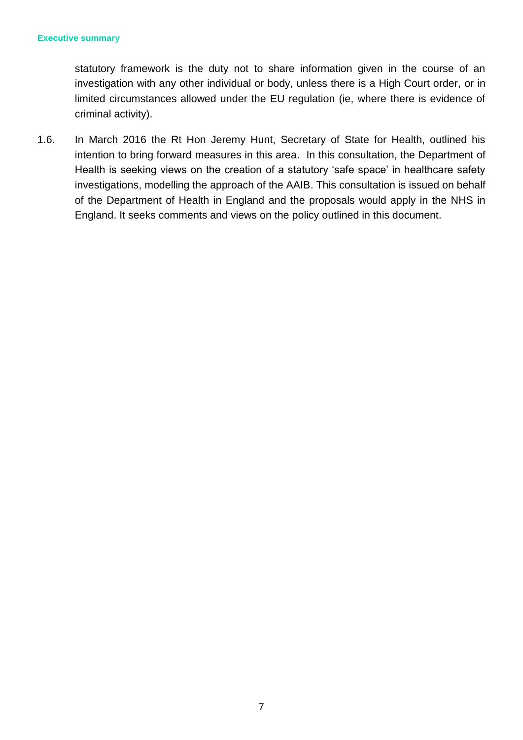statutory framework is the duty not to share information given in the course of an investigation with any other individual or body, unless there is a High Court order, or in limited circumstances allowed under the EU regulation (ie, where there is evidence of criminal activity).

1.6. In March 2016 the Rt Hon Jeremy Hunt, Secretary of State for Health, outlined his intention to bring forward measures in this area. In this consultation, the Department of Health is seeking views on the creation of a statutory 'safe space' in healthcare safety investigations, modelling the approach of the AAIB. This consultation is issued on behalf of the Department of Health in England and the proposals would apply in the NHS in England. It seeks comments and views on the policy outlined in this document.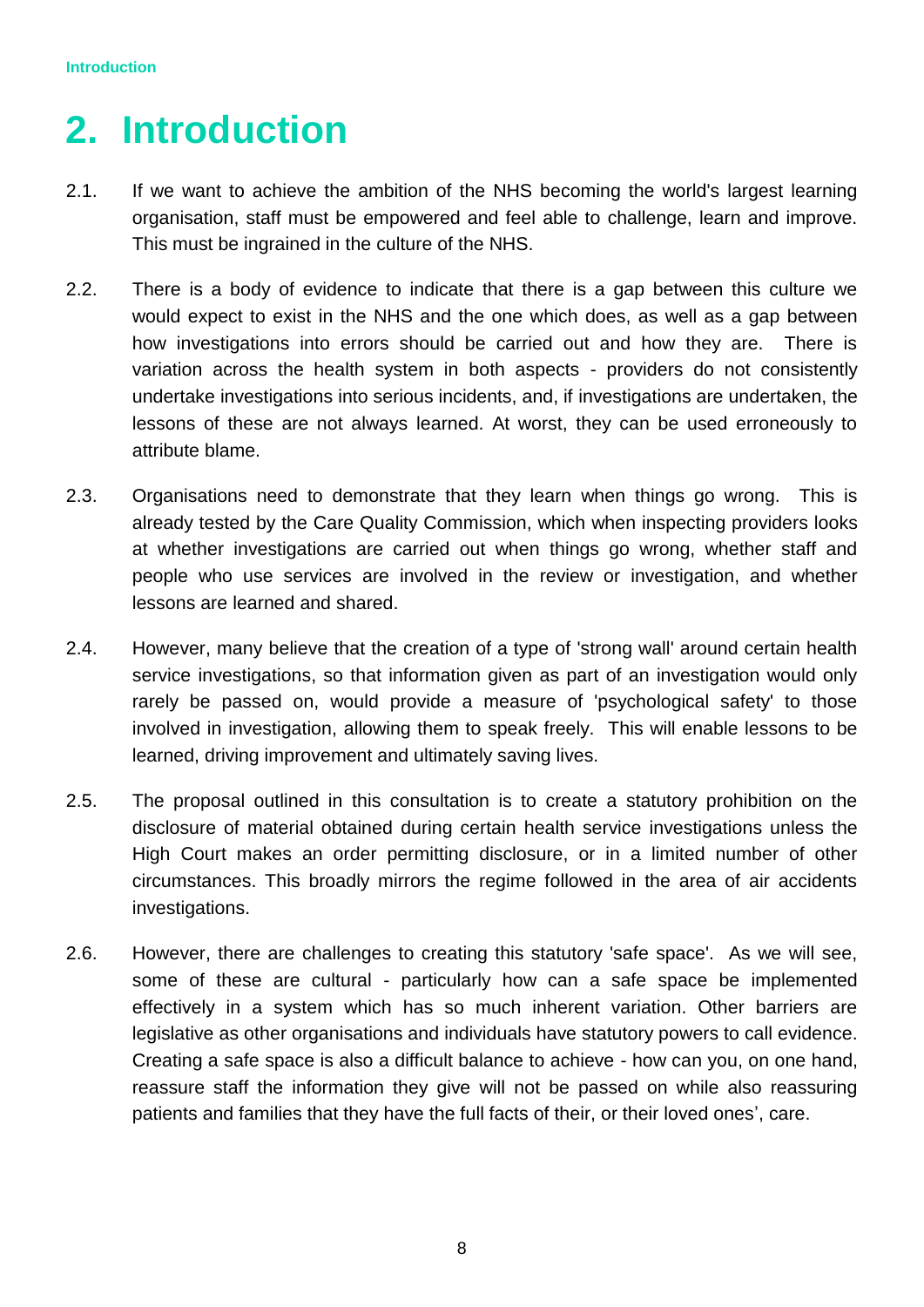# 2. Introduction

2.1. If we want to achieve the ambition of the NHS becoming the world's largest learning organisation, staff must be empowered and feel able to challenge, learn and improve. This must be ingrained in the culture of the NHS.

2.2. There is a body of evidence to indicate that there is a gap between this culture we would expect to exist in the NHS and the one which does, as well as a gap between how investigations into errors should be carried out and how they are. There is variation across the health system in both aspects - providers do not consistently undertake investigations into serious incidents, and, if investigations are undertaken, the lessons of these are not always learned. At worst, they can be used erroneously to attribute blame.

2.3. Organisations need to demonstrate that they learn when things go wrong. This is already tested by the Care Quality Commission, which when inspecting providers looks at whether investigations are carried out when things go wrong, whether staff and people who use services are involved in the review or investigation, and whether lessons are learned and shared.

2.4. However, many believe that the creation of a type of 'strong wall' around certain health service investigations, so that information given as part of an investigation would only rarely be passed on, would provide a measure of 'psychological safety' to those involved in investigation, allowing them to speak freely. This will enable lessons to be learned, driving improvement and ultimately saving lives.

2.5. The proposal outlined in this consultation is to create a statutory prohibition on the disclosure of material obtained during certain health service investigations unless the High Court makes an order permitting disclosure, or in a limited number of other circumstances. This broadly mirrors the regime followed in the area of air accidents investigations.

2.6. However, there are challenges to creating this statutory 'safe space'. As we will see, some of these are cultural - particularly how can a safe space be implemented effectively in a system which has so much inherent variation. Other barriers are legislative as other organisations and individuals have statutory powers to call evidence. Creating a safe space is also a difficult balance to achieve - how can you, on one hand, reassure staff the information they give will not be passed on while also reassuring patients and families that they have the full facts of their, or their loved ones', care.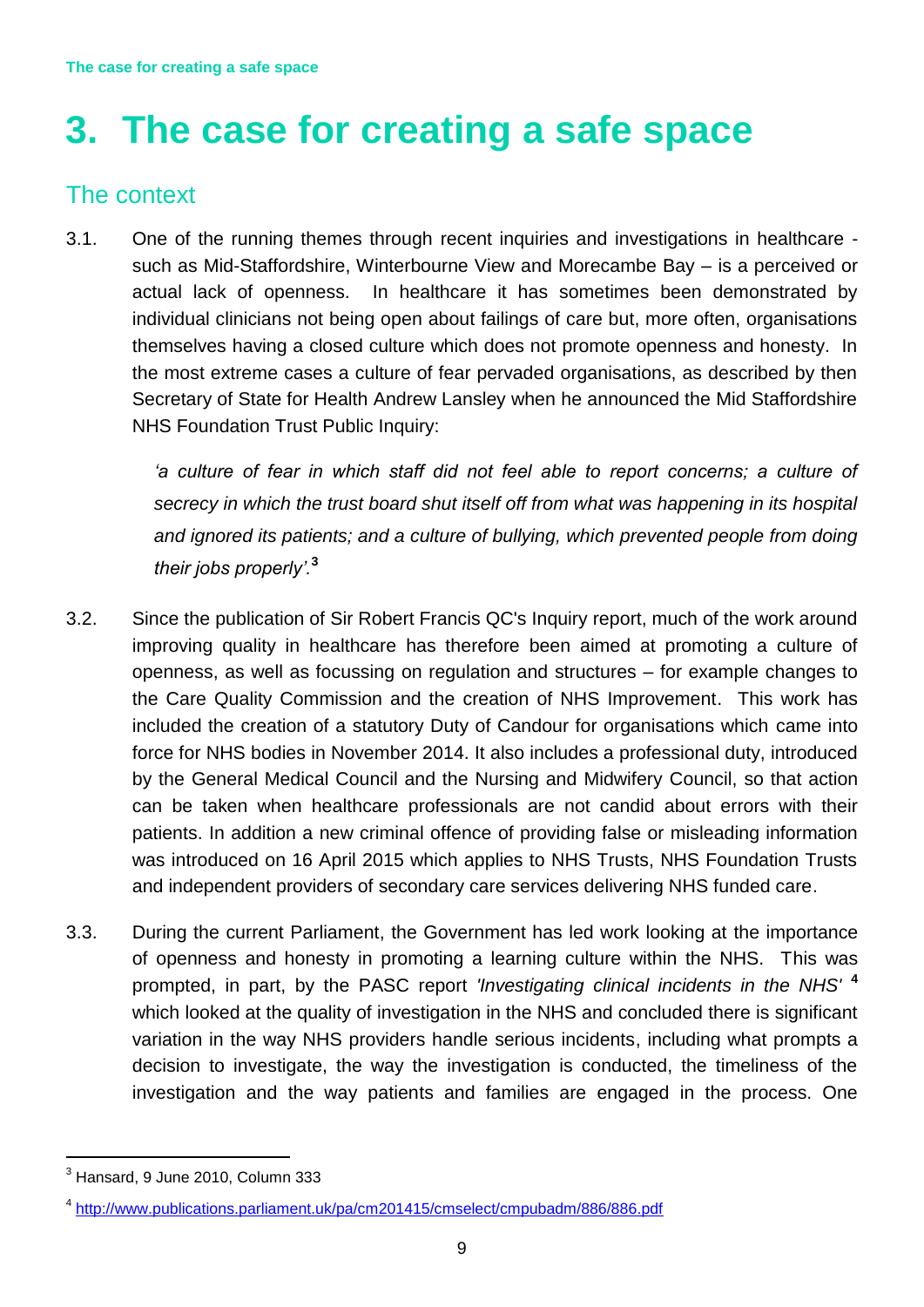# 3. The case for creating a safe space

## The context

3.1. One of the running themes through recent inquiries and investigations in healthcare - such as Mid-Staffordshire, Winterbourne View and Morecambe Bay – is a perceived or actual lack of openness. In healthcare it has sometimes been demonstrated by individual clinicians not being open about failings of care but, more often, organisations themselves having a closed culture which does not promote openness and honesty. In the most extreme cases a culture of fear pervaded organisations, as described by then Secretary of State for Health Andrew Lansley when he announced the Mid Staffordshire NHS Foundation Trust Public Inquiry:

> *'a culture of fear in which staff did not feel able to report concerns; a culture of secrecy in which the trust board shut itself off from what was happening in its hospital and ignored its patients; and a culture of bullying, which prevented people from doing their jobs properly'.*[3]

3.2. Since the publication of Sir Robert Francis QC's Inquiry report, much of the work around improving quality in healthcare has therefore been aimed at promoting a culture of openness, as well as focussing on regulation and structures – for example changes to the Care Quality Commission and the creation of NHS Improvement. This work has included the creation of a statutory Duty of Candour for organisations which came into force for NHS bodies in November 2014. It also includes a professional duty, introduced by the General Medical Council and the Nursing and Midwifery Council, so that action can be taken when healthcare professionals are not candid about errors with their patients. In addition a new criminal offence of providing false or misleading information was introduced on 16 April 2015 which applies to NHS Trusts, NHS Foundation Trusts and independent providers of secondary care services delivering NHS funded care.

3.3. During the current Parliament, the Government has led work looking at the importance of openness and honesty in promoting a learning culture within the NHS. This was prompted, in part, by the PASC report *'Investigating clinical incidents in the NHS'* [4] which looked at the quality of investigation in the NHS and concluded there is significant variation in the way NHS providers handle serious incidents, including what prompts a decision to investigate, the way the investigation is conducted, the timeliness of the investigation and the way patients and families are engaged in the process. One

---

[3] Hansard, 9 June 2010, Column 333

[4] http://www.publications.parliament.uk/pa/cm201415/cmselect/cmpubadm/886/886.pdf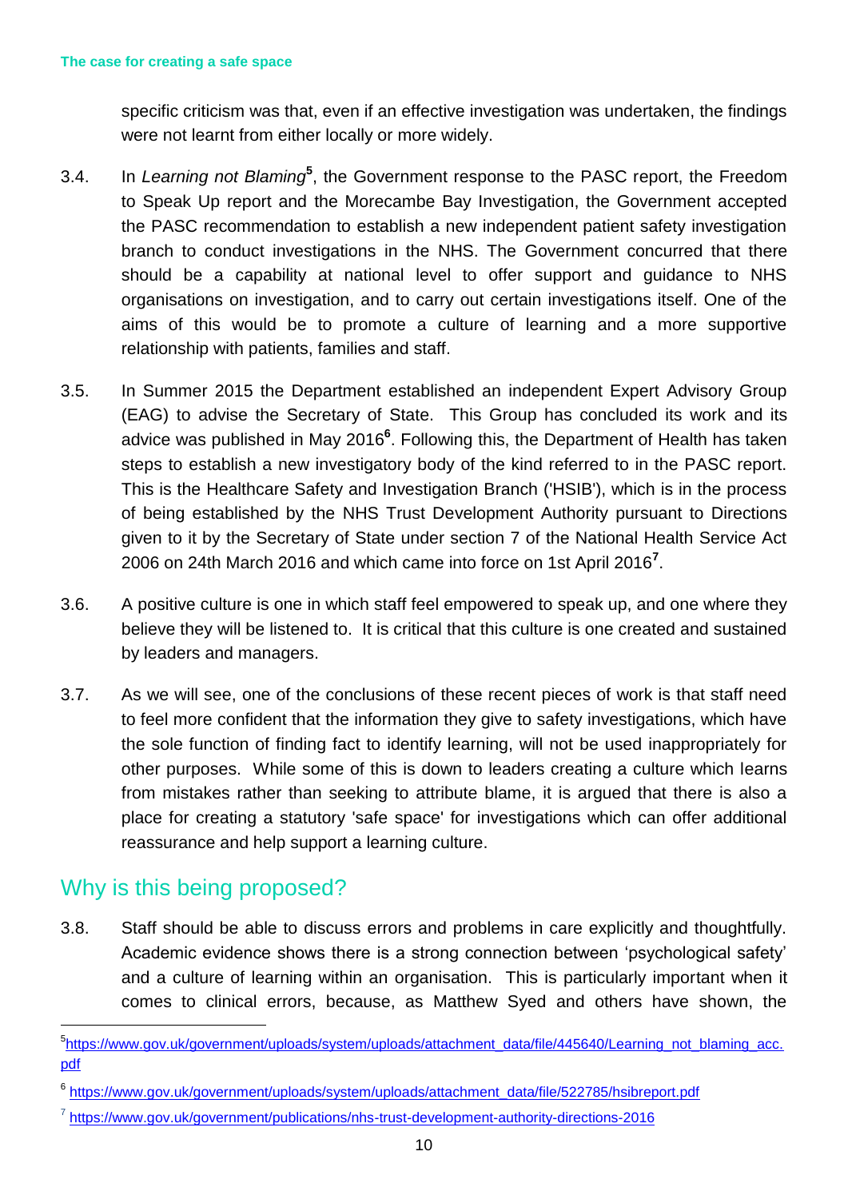specific criticism was that, even if an effective investigation was undertaken, the findings were not learnt from either locally or more widely.

3.4. In *Learning not Blaming*[5], the Government response to the PASC report, the Freedom to Speak Up report and the Morecambe Bay Investigation, the Government accepted the PASC recommendation to establish a new independent patient safety investigation branch to conduct investigations in the NHS. The Government concurred that there should be a capability at national level to offer support and guidance to NHS organisations on investigation, and to carry out certain investigations itself. One of the aims of this would be to promote a culture of learning and a more supportive relationship with patients, families and staff.

3.5. In Summer 2015 the Department established an independent Expert Advisory Group (EAG) to advise the Secretary of State. This Group has concluded its work and its advice was published in May 2016[6]. Following this, the Department of Health has taken steps to establish a new investigatory body of the kind referred to in the PASC report. This is the Healthcare Safety and Investigation Branch ('HSIB'), which is in the process of being established by the NHS Trust Development Authority pursuant to Directions given to it by the Secretary of State under section 7 of the National Health Service Act 2006 on 24th March 2016 and which came into force on 1st April 2016[7].

3.6. A positive culture is one in which staff feel empowered to speak up, and one where they believe they will be listened to. It is critical that this culture is one created and sustained by leaders and managers.

3.7. As we will see, one of the conclusions of these recent pieces of work is that staff need to feel more confident that the information they give to safety investigations, which have the sole function of finding fact to identify learning, will not be used inappropriately for other purposes. While some of this is down to leaders creating a culture which learns from mistakes rather than seeking to attribute blame, it is argued that there is also a place for creating a statutory 'safe space' for investigations which can offer additional reassurance and help support a learning culture.

## Why is this being proposed?

3.8. Staff should be able to discuss errors and problems in care explicitly and thoughtfully. Academic evidence shows there is a strong connection between 'psychological safety' and a culture of learning within an organisation. This is particularly important when it comes to clinical errors, because, as Matthew Syed and others have shown, the

[5] https://www.gov.uk/government/uploads/system/uploads/attachment_data/file/445640/Learning_not_blaming_acc.pdf

[6] https://www.gov.uk/government/uploads/system/uploads/attachment_data/file/522785/hsibreport.pdf

[7] https://www.gov.uk/government/publications/nhs-trust-development-authority-directions-2016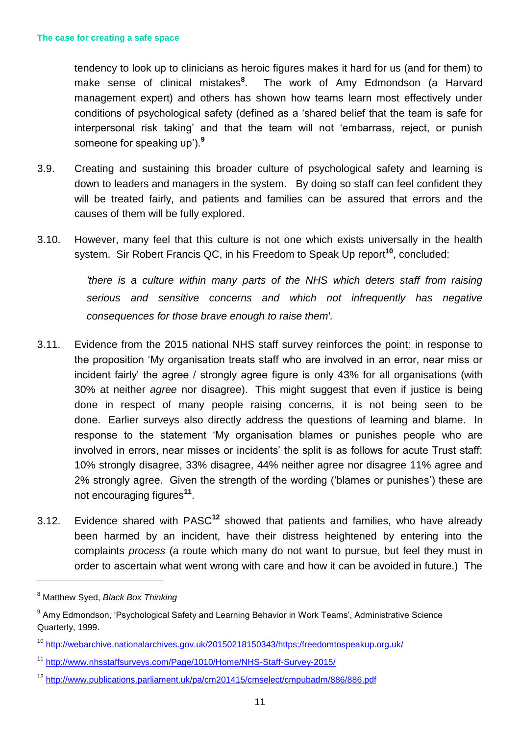tendency to look up to clinicians as heroic figures makes it hard for us (and for them) to make sense of clinical mistakes[8]. The work of Amy Edmondson (a Harvard management expert) and others has shown how teams learn most effectively under conditions of psychological safety (defined as a 'shared belief that the team is safe for interpersonal risk taking' and that the team will not 'embarrass, reject, or punish someone for speaking up').[9]

3.9. Creating and sustaining this broader culture of psychological safety and learning is down to leaders and managers in the system. By doing so staff can feel confident they will be treated fairly, and patients and families can be assured that errors and the causes of them will be fully explored.

3.10. However, many feel that this culture is not one which exists universally in the health system. Sir Robert Francis QC, in his Freedom to Speak Up report[10], concluded:

> *'there is a culture within many parts of the NHS which deters staff from raising serious and sensitive concerns and which not infrequently has negative consequences for those brave enough to raise them'.*

3.11. Evidence from the 2015 national NHS staff survey reinforces the point: in response to the proposition 'My organisation treats staff who are involved in an error, near miss or incident fairly' the agree / strongly agree figure is only 43% for all organisations (with 30% at neither *agree* nor disagree). This might suggest that even if justice is being done in respect of many people raising concerns, it is not being seen to be done. Earlier surveys also directly address the questions of learning and blame. In response to the statement 'My organisation blames or punishes people who are involved in errors, near misses or incidents' the split is as follows for acute Trust staff: 10% strongly disagree, 33% disagree, 44% neither agree nor disagree 11% agree and 2% strongly agree. Given the strength of the wording ('blames or punishes') these are not encouraging figures[11].

3.12. Evidence shared with PASC[12] showed that patients and families, who have already been harmed by an incident, have their distress heightened by entering into the complaints *process* (a route which many do not want to pursue, but feel they must in order to ascertain what went wrong with care and how it can be avoided in future.) The

---

[8] Matthew Syed, *Black Box Thinking*

[9] Amy Edmondson, 'Psychological Safety and Learning Behavior in Work Teams', Administrative Science Quarterly, 1999.

[10] http://webarchive.nationalarchives.gov.uk/20150218150343/https:/freedomtospeakup.org.uk/

[11] http://www.nhsstaffsurveys.com/Page/1010/Home/NHS-Staff-Survey-2015/

[12] http://www.publications.parliament.uk/pa/cm201415/cmselect/cmpubadm/886/886.pdf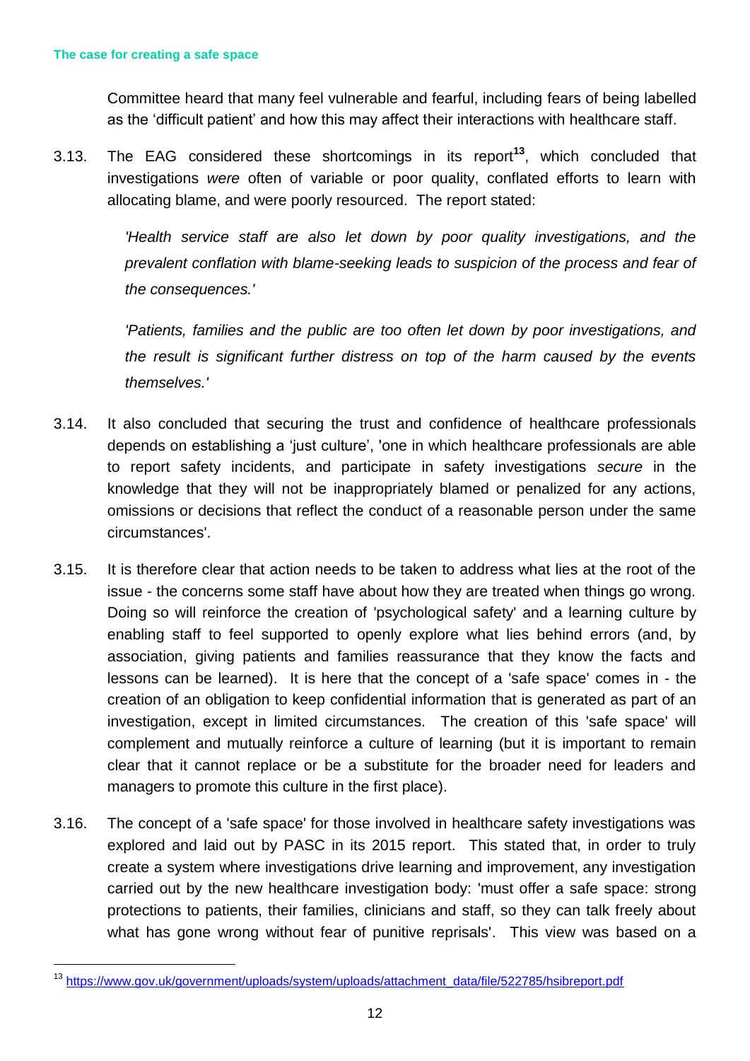Committee heard that many feel vulnerable and fearful, including fears of being labelled as the 'difficult patient' and how this may affect their interactions with healthcare staff.

3.13. The EAG considered these shortcomings in its report[13], which concluded that investigations *were* often of variable or poor quality, conflated efforts to learn with allocating blame, and were poorly resourced. The report stated:

> *'Health service staff are also let down by poor quality investigations, and the prevalent conflation with blame-seeking leads to suspicion of the process and fear of the consequences.'*
>
> *'Patients, families and the public are too often let down by poor investigations, and the result is significant further distress on top of the harm caused by the events themselves.'*

3.14. It also concluded that securing the trust and confidence of healthcare professionals depends on establishing a 'just culture', 'one in which healthcare professionals are able to report safety incidents, and participate in safety investigations *secure* in the knowledge that they will not be inappropriately blamed or penalized for any actions, omissions or decisions that reflect the conduct of a reasonable person under the same circumstances'.

3.15. It is therefore clear that action needs to be taken to address what lies at the root of the issue - the concerns some staff have about how they are treated when things go wrong. Doing so will reinforce the creation of 'psychological safety' and a learning culture by enabling staff to feel supported to openly explore what lies behind errors (and, by association, giving patients and families reassurance that they know the facts and lessons can be learned). It is here that the concept of a 'safe space' comes in - the creation of an obligation to keep confidential information that is generated as part of an investigation, except in limited circumstances. The creation of this 'safe space' will complement and mutually reinforce a culture of learning (but it is important to remain clear that it cannot replace or be a substitute for the broader need for leaders and managers to promote this culture in the first place).

3.16. The concept of a 'safe space' for those involved in healthcare safety investigations was explored and laid out by PASC in its 2015 report. This stated that, in order to truly create a system where investigations drive learning and improvement, any investigation carried out by the new healthcare investigation body: 'must offer a safe space: strong protections to patients, their families, clinicians and staff, so they can talk freely about what has gone wrong without fear of punitive reprisals'. This view was based on a

---

[13] https://www.gov.uk/government/uploads/system/uploads/attachment_data/file/522785/hsibreport.pdf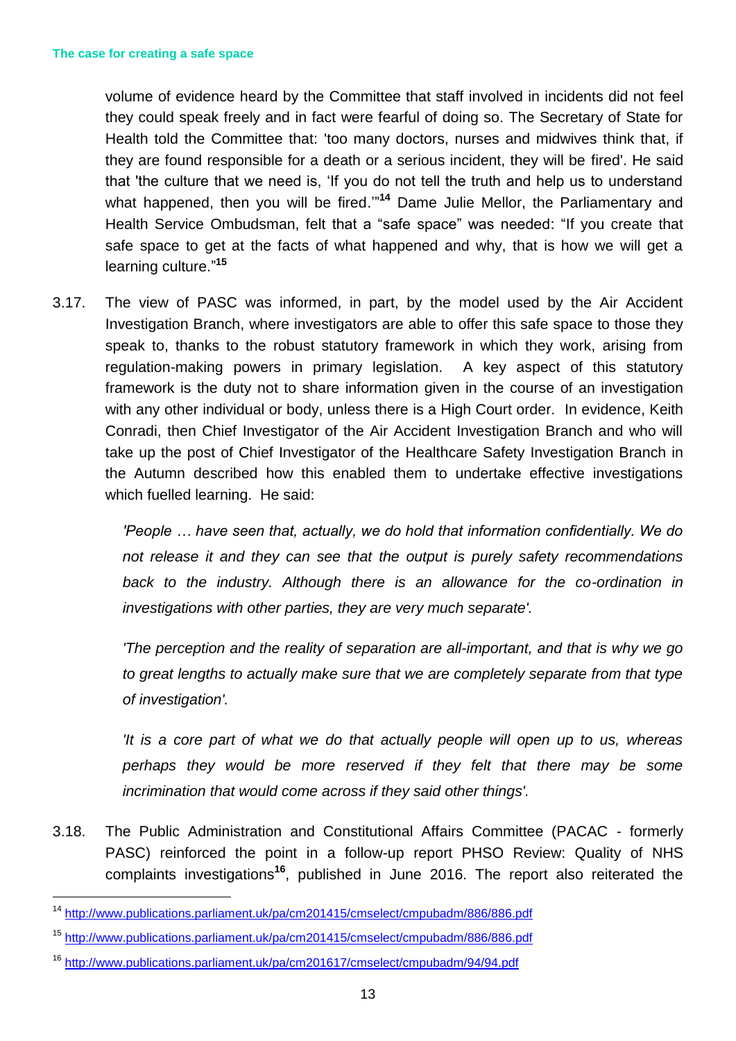volume of evidence heard by the Committee that staff involved in incidents did not feel they could speak freely and in fact were fearful of doing so. The Secretary of State for Health told the Committee that: 'too many doctors, nurses and midwives think that, if they are found responsible for a death or a serious incident, they will be fired'. He said that 'the culture that we need is, 'If you do not tell the truth and help us to understand what happened, then you will be fired.''[14] Dame Julie Mellor, the Parliamentary and Health Service Ombudsman, felt that a "safe space" was needed: "If you create that safe space to get at the facts of what happened and why, that is how we will get a learning culture."[15]

3.17. The view of PASC was informed, in part, by the model used by the Air Accident Investigation Branch, where investigators are able to offer this safe space to those they speak to, thanks to the robust statutory framework in which they work, arising from regulation-making powers in primary legislation. A key aspect of this statutory framework is the duty not to share information given in the course of an investigation with any other individual or body, unless there is a High Court order. In evidence, Keith Conradi, then Chief Investigator of the Air Accident Investigation Branch and who will take up the post of Chief Investigator of the Healthcare Safety Investigation Branch in the Autumn described how this enabled them to undertake effective investigations which fuelled learning. He said:

> *'People … have seen that, actually, we do hold that information confidentially. We do not release it and they can see that the output is purely safety recommendations back to the industry. Although there is an allowance for the co-ordination in investigations with other parties, they are very much separate'.*
>
> *'The perception and the reality of separation are all-important, and that is why we go to great lengths to actually make sure that we are completely separate from that type of investigation'.*
>
> *'It is a core part of what we do that actually people will open up to us, whereas perhaps they would be more reserved if they felt that there may be some incrimination that would come across if they said other things'.*

3.18. The Public Administration and Constitutional Affairs Committee (PACAC - formerly PASC) reinforced the point in a follow-up report PHSO Review: Quality of NHS complaints investigations[16], published in June 2016. The report also reiterated the

---

[14] http://www.publications.parliament.uk/pa/cm201415/cmselect/cmpubadm/886/886.pdf

[15] http://www.publications.parliament.uk/pa/cm201415/cmselect/cmpubadm/886/886.pdf

[16] http://www.publications.parliament.uk/pa/cm201617/cmselect/cmpubadm/94/94.pdf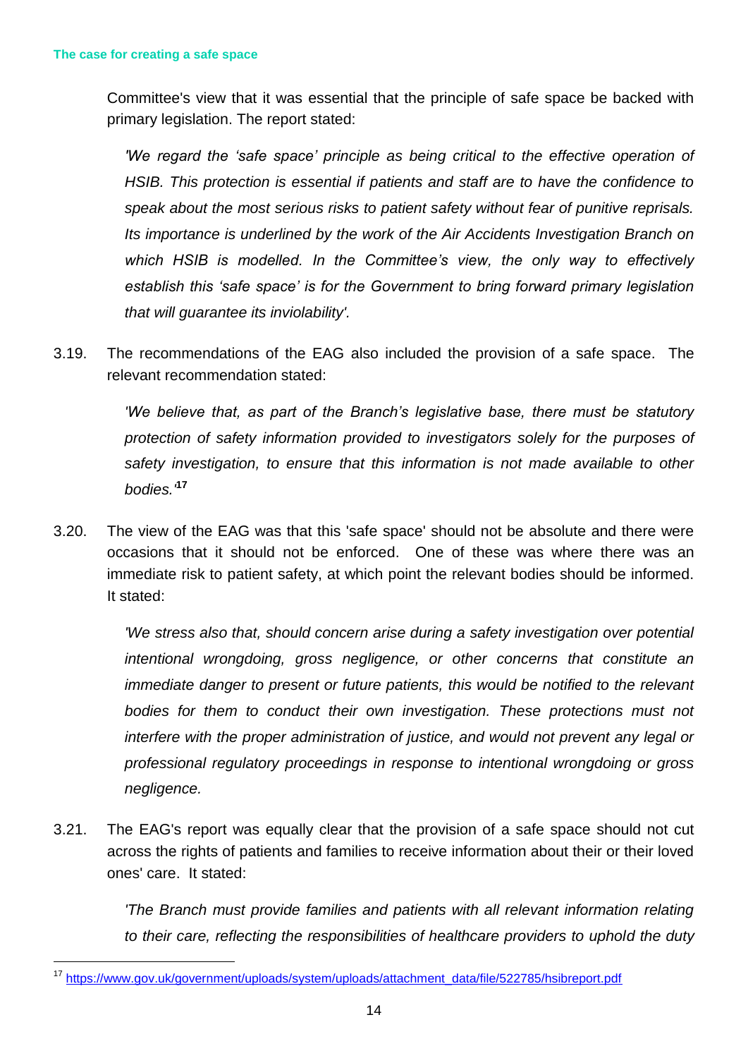Committee's view that it was essential that the principle of safe space be backed with primary legislation. The report stated:

> *'We regard the 'safe space' principle as being critical to the effective operation of HSIB. This protection is essential if patients and staff are to have the confidence to speak about the most serious risks to patient safety without fear of punitive reprisals. Its importance is underlined by the work of the Air Accidents Investigation Branch on which HSIB is modelled. In the Committee's view, the only way to effectively establish this 'safe space' is for the Government to bring forward primary legislation that will guarantee its inviolability'.*

3.19. The recommendations of the EAG also included the provision of a safe space. The relevant recommendation stated:

> *'We believe that, as part of the Branch's legislative base, there must be statutory protection of safety information provided to investigators solely for the purposes of safety investigation, to ensure that this information is not made available to other bodies.'*[17]

3.20. The view of the EAG was that this 'safe space' should not be absolute and there were occasions that it should not be enforced. One of these was where there was an immediate risk to patient safety, at which point the relevant bodies should be informed. It stated:

> *'We stress also that, should concern arise during a safety investigation over potential intentional wrongdoing, gross negligence, or other concerns that constitute an immediate danger to present or future patients, this would be notified to the relevant bodies for them to conduct their own investigation. These protections must not interfere with the proper administration of justice, and would not prevent any legal or professional regulatory proceedings in response to intentional wrongdoing or gross negligence.*

3.21. The EAG's report was equally clear that the provision of a safe space should not cut across the rights of patients and families to receive information about their or their loved ones' care. It stated:

> *'The Branch must provide families and patients with all relevant information relating to their care, reflecting the responsibilities of healthcare providers to uphold the duty*

---

[17] https://www.gov.uk/government/uploads/system/uploads/attachment_data/file/522785/hsibreport.pdf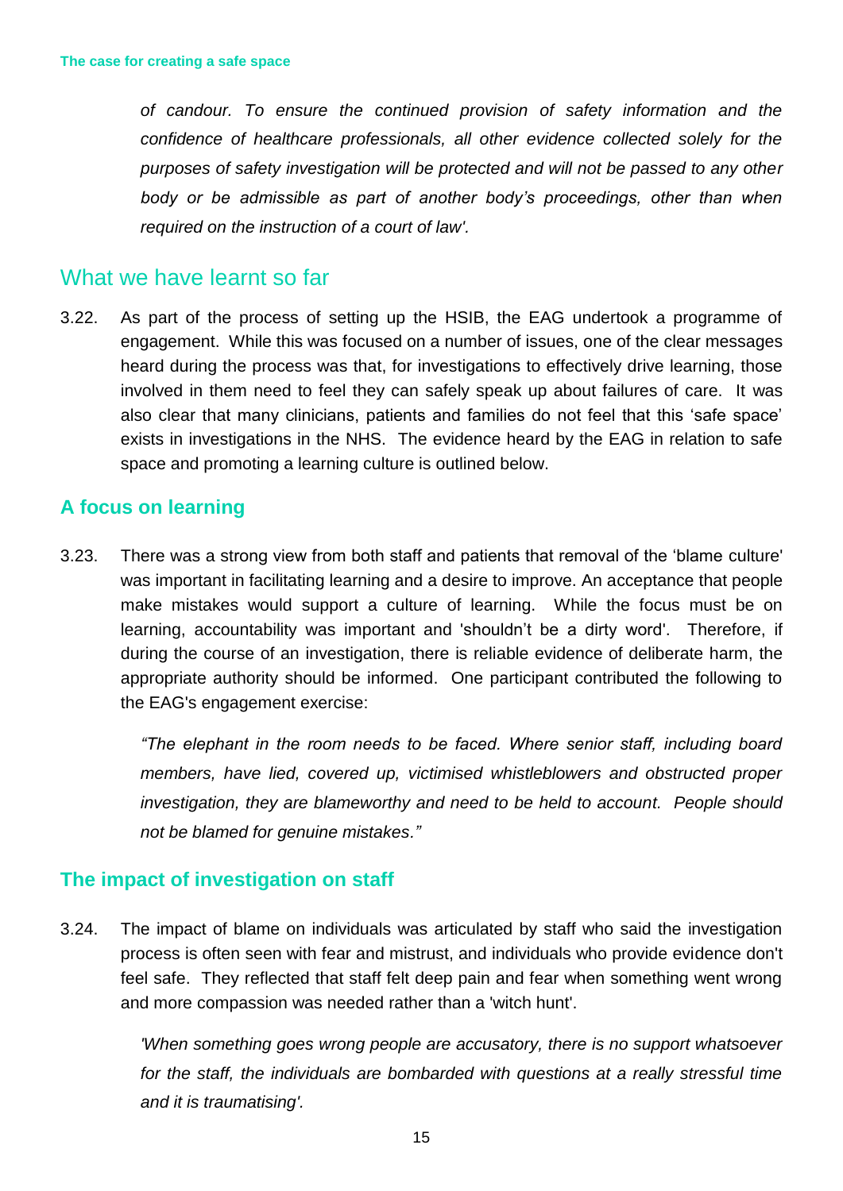*of candour. To ensure the continued provision of safety information and the confidence of healthcare professionals, all other evidence collected solely for the purposes of safety investigation will be protected and will not be passed to any other body or be admissible as part of another body's proceedings, other than when required on the instruction of a court of law'.*

## What we have learnt so far

3.22. As part of the process of setting up the HSIB, the EAG undertook a programme of engagement. While this was focused on a number of issues, one of the clear messages heard during the process was that, for investigations to effectively drive learning, those involved in them need to feel they can safely speak up about failures of care. It was also clear that many clinicians, patients and families do not feel that this 'safe space' exists in investigations in the NHS. The evidence heard by the EAG in relation to safe space and promoting a learning culture is outlined below.

### A focus on learning

3.23. There was a strong view from both staff and patients that removal of the 'blame culture' was important in facilitating learning and a desire to improve. An acceptance that people make mistakes would support a culture of learning. While the focus must be on learning, accountability was important and 'shouldn't be a dirty word'. Therefore, if during the course of an investigation, there is reliable evidence of deliberate harm, the appropriate authority should be informed. One participant contributed the following to the EAG's engagement exercise:

> *"The elephant in the room needs to be faced. Where senior staff, including board members, have lied, covered up, victimised whistleblowers and obstructed proper investigation, they are blameworthy and need to be held to account. People should not be blamed for genuine mistakes."*

### The impact of investigation on staff

3.24. The impact of blame on individuals was articulated by staff who said the investigation process is often seen with fear and mistrust, and individuals who provide evidence don't feel safe. They reflected that staff felt deep pain and fear when something went wrong and more compassion was needed rather than a 'witch hunt'.

> *'When something goes wrong people are accusatory, there is no support whatsoever for the staff, the individuals are bombarded with questions at a really stressful time and it is traumatising'.*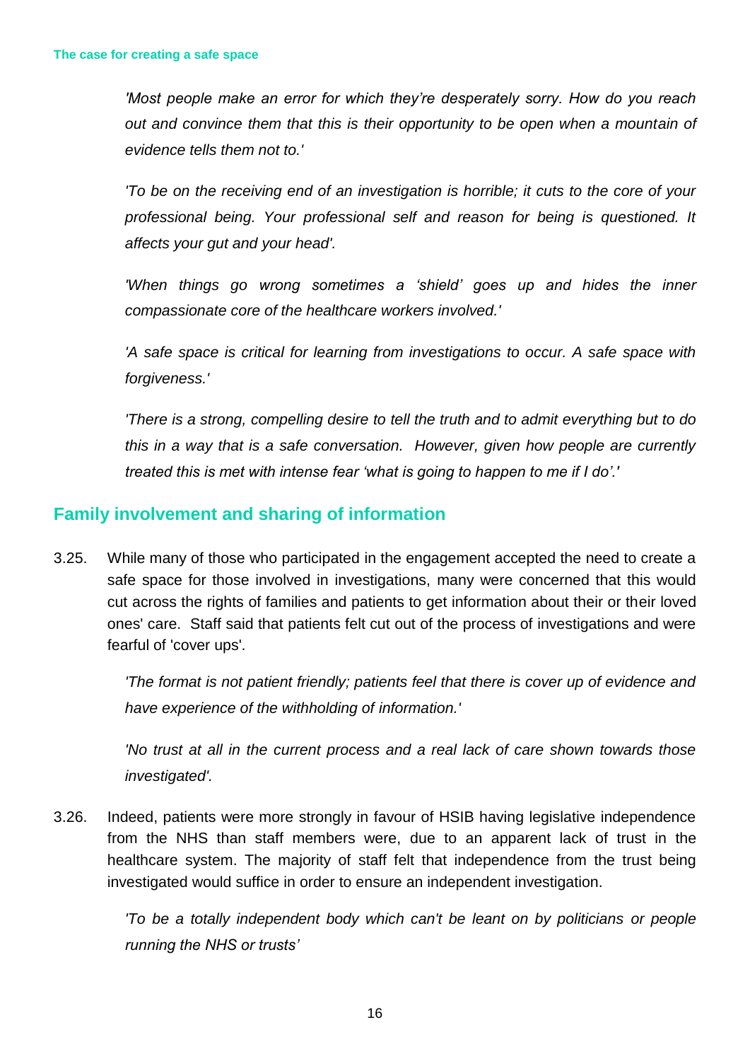*'Most people make an error for which they're desperately sorry. How do you reach out and convince them that this is their opportunity to be open when a mountain of evidence tells them not to.'*

*'To be on the receiving end of an investigation is horrible; it cuts to the core of your professional being. Your professional self and reason for being is questioned. It affects your gut and your head'.*

*'When things go wrong sometimes a 'shield' goes up and hides the inner compassionate core of the healthcare workers involved.'*

*'A safe space is critical for learning from investigations to occur. A safe space with forgiveness.'*

*'There is a strong, compelling desire to tell the truth and to admit everything but to do this in a way that is a safe conversation. However, given how people are currently treated this is met with intense fear 'what is going to happen to me if I do'.'*

## Family involvement and sharing of information

3.25. While many of those who participated in the engagement accepted the need to create a safe space for those involved in investigations, many were concerned that this would cut across the rights of families and patients to get information about their or their loved ones' care. Staff said that patients felt cut out of the process of investigations and were fearful of 'cover ups'.

> *'The format is not patient friendly; patients feel that there is cover up of evidence and have experience of the withholding of information.'*
>
> *'No trust at all in the current process and a real lack of care shown towards those investigated'.*

3.26. Indeed, patients were more strongly in favour of HSIB having legislative independence from the NHS than staff members were, due to an apparent lack of trust in the healthcare system. The majority of staff felt that independence from the trust being investigated would suffice in order to ensure an independent investigation.

> *'To be a totally independent body which can't be leant on by politicians or people running the NHS or trusts'*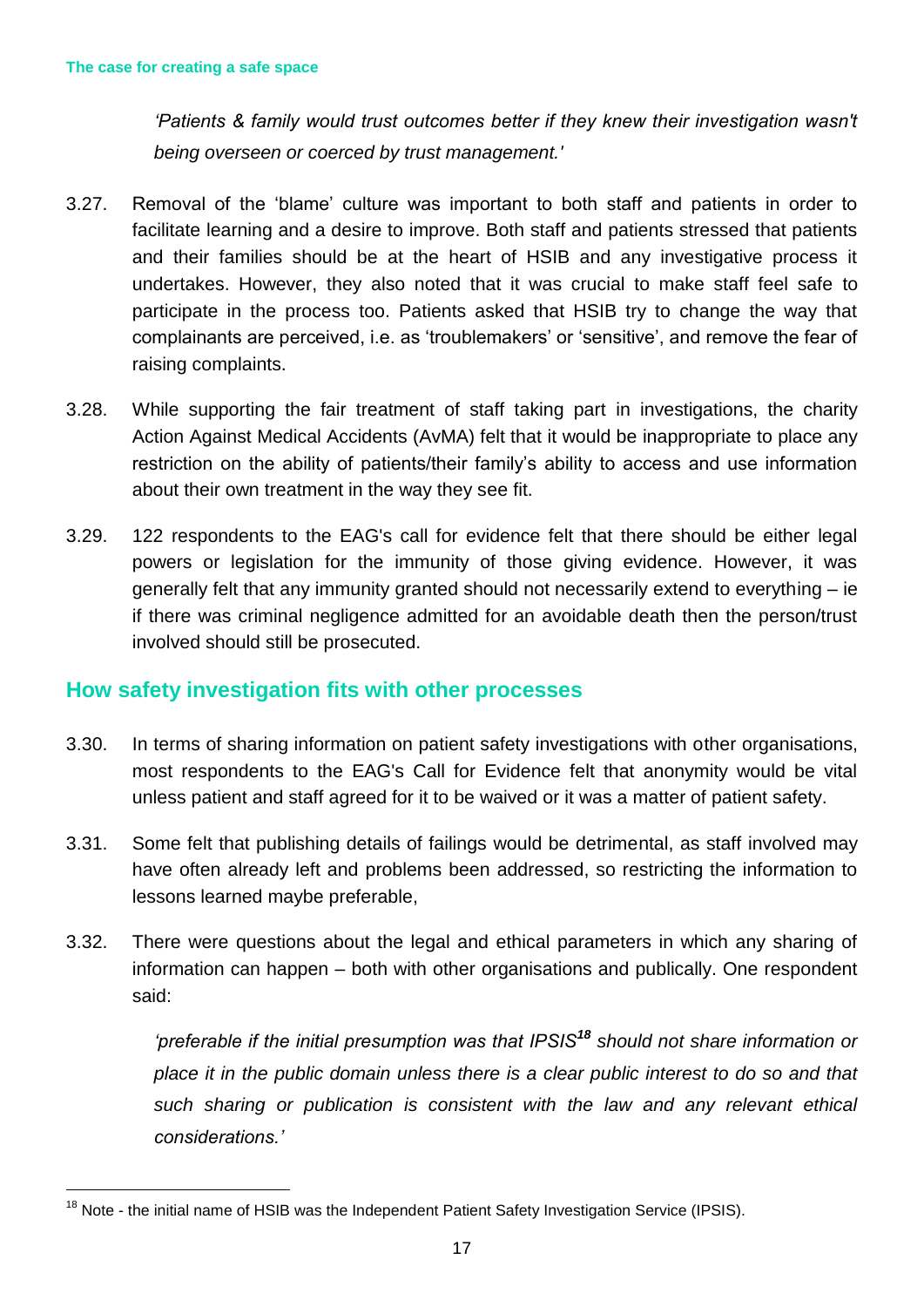*'Patients & family would trust outcomes better if they knew their investigation wasn't being overseen or coerced by trust management.'*

3.27. Removal of the 'blame' culture was important to both staff and patients in order to facilitate learning and a desire to improve. Both staff and patients stressed that patients and their families should be at the heart of HSIB and any investigative process it undertakes. However, they also noted that it was crucial to make staff feel safe to participate in the process too. Patients asked that HSIB try to change the way that complainants are perceived, i.e. as 'troublemakers' or 'sensitive', and remove the fear of raising complaints.

3.28. While supporting the fair treatment of staff taking part in investigations, the charity Action Against Medical Accidents (AvMA) felt that it would be inappropriate to place any restriction on the ability of patients/their family's ability to access and use information about their own treatment in the way they see fit.

3.29. 122 respondents to the EAG's call for evidence felt that there should be either legal powers or legislation for the immunity of those giving evidence. However, it was generally felt that any immunity granted should not necessarily extend to everything – ie if there was criminal negligence admitted for an avoidable death then the person/trust involved should still be prosecuted.

## How safety investigation fits with other processes

3.30. In terms of sharing information on patient safety investigations with other organisations, most respondents to the EAG's Call for Evidence felt that anonymity would be vital unless patient and staff agreed for it to be waived or it was a matter of patient safety.

3.31. Some felt that publishing details of failings would be detrimental, as staff involved may have often already left and problems been addressed, so restricting the information to lessons learned maybe preferable,

3.32. There were questions about the legal and ethical parameters in which any sharing of information can happen – both with other organisations and publically. One respondent said:

*'preferable if the initial presumption was that IPSIS[18] should not share information or place it in the public domain unless there is a clear public interest to do so and that such sharing or publication is consistent with the law and any relevant ethical considerations.'*

[18] Note - the initial name of HSIB was the Independent Patient Safety Investigation Service (IPSIS).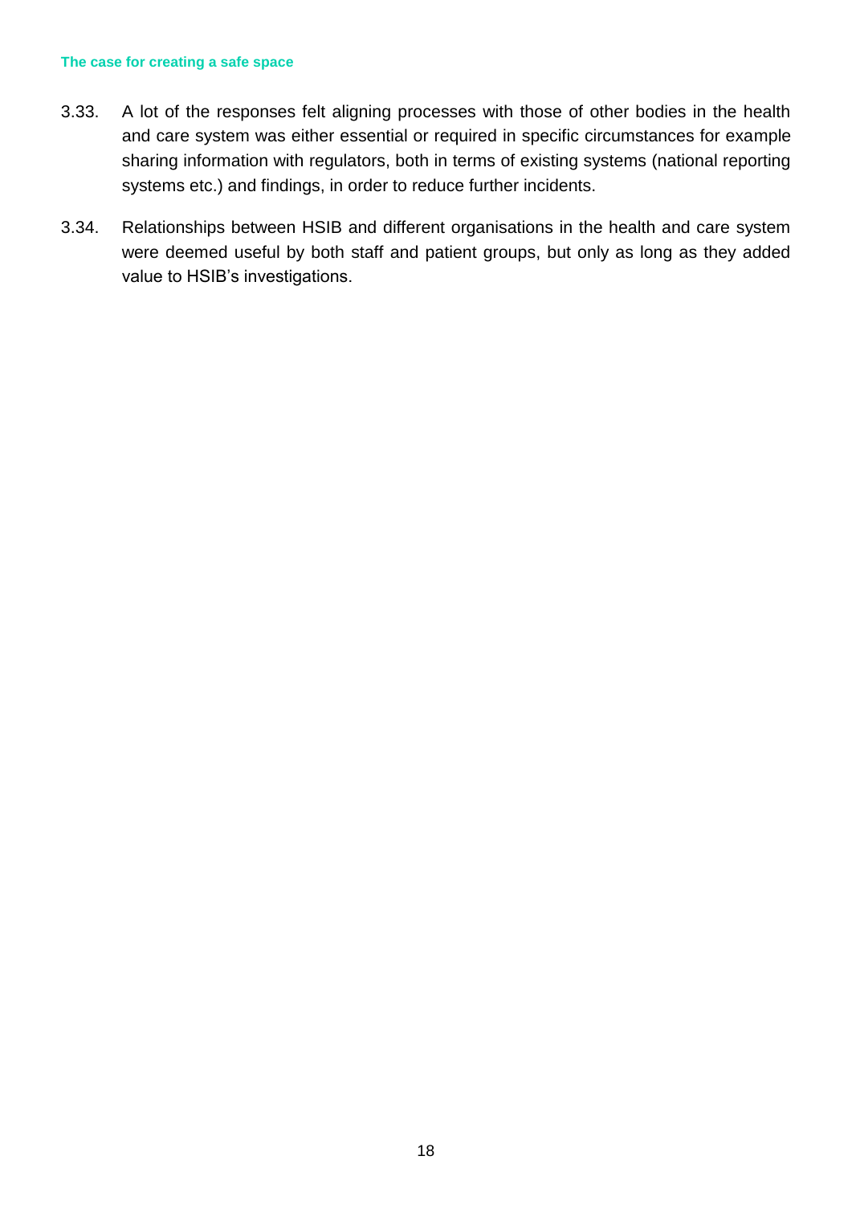3.33. A lot of the responses felt aligning processes with those of other bodies in the health and care system was either essential or required in specific circumstances for example sharing information with regulators, both in terms of existing systems (national reporting systems etc.) and findings, in order to reduce further incidents.

3.34. Relationships between HSIB and different organisations in the health and care system were deemed useful by both staff and patient groups, but only as long as they added value to HSIB's investigations.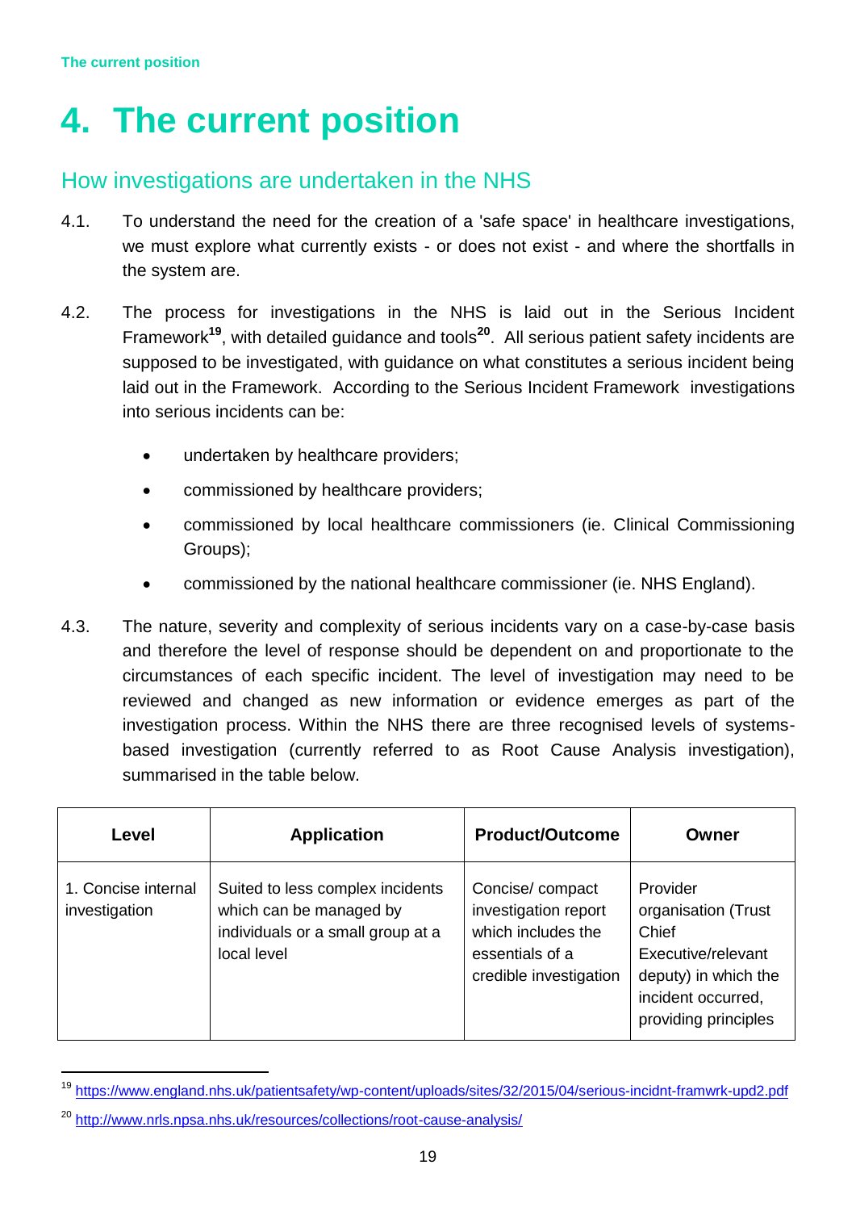# 4. The current position

## How investigations are undertaken in the NHS

4.1. To understand the need for the creation of a 'safe space' in healthcare investigations, we must explore what currently exists - or does not exist - and where the shortfalls in the system are.

4.2. The process for investigations in the NHS is laid out in the Serious Incident Framework[19], with detailed guidance and tools[20]. All serious patient safety incidents are supposed to be investigated, with guidance on what constitutes a serious incident being laid out in the Framework. According to the Serious Incident Framework investigations into serious incidents can be:

- undertaken by healthcare providers;
- commissioned by healthcare providers;
- commissioned by local healthcare commissioners (ie. Clinical Commissioning Groups);
- commissioned by the national healthcare commissioner (ie. NHS England).

4.3. The nature, severity and complexity of serious incidents vary on a case-by-case basis and therefore the level of response should be dependent on and proportionate to the circumstances of each specific incident. The level of investigation may need to be reviewed and changed as new information or evidence emerges as part of the investigation process. Within the NHS there are three recognised levels of systems-based investigation (currently referred to as Root Cause Analysis investigation), summarised in the table below.

| Level | Application | Product/Outcome | Owner |
|---|---|---|---|
| 1. Concise internal investigation | Suited to less complex incidents which can be managed by individuals or a small group at a local level | Concise/ compact investigation report which includes the essentials of a credible investigation | Provider organisation (Trust Chief Executive/relevant deputy) in which the incident occurred, providing principles |

[19] https://www.england.nhs.uk/patientsafety/wp-content/uploads/sites/32/2015/04/serious-incidnt-framwrk-upd2.pdf

[20] http://www.nrls.npsa.nhs.uk/resources/collections/root-cause-analysis/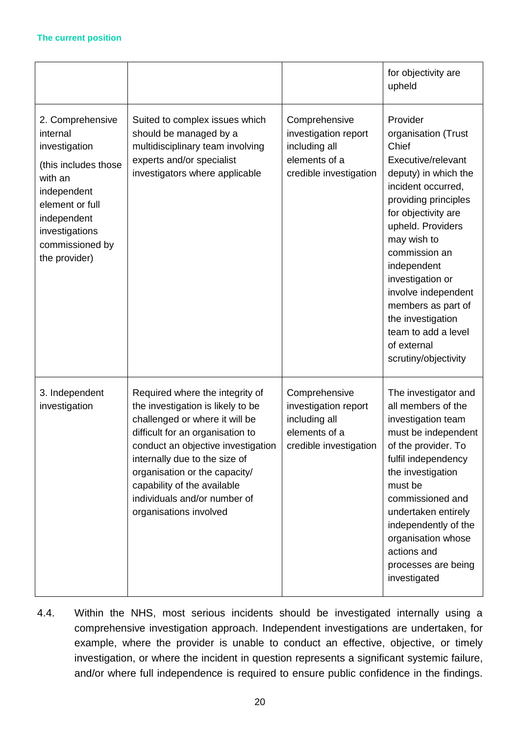| | | | |
|---|---|---|---|
| | | | for objectivity are upheld |
| 2. Comprehensive internal investigation (this includes those with an independent element or full independent investigations commissioned by the provider) | Suited to complex issues which should be managed by a multidisciplinary team involving experts and/or specialist investigators where applicable | Comprehensive investigation report including all elements of a credible investigation | Provider organisation (Trust Chief Executive/relevant deputy) in which the incident occurred, providing principles for objectivity are upheld. Providers may wish to commission an independent investigation or involve independent members as part of the investigation team to add a level of external scrutiny/objectivity |
| 3. Independent investigation | Required where the integrity of the investigation is likely to be challenged or where it will be difficult for an organisation to conduct an objective investigation internally due to the size of organisation or the capacity/ capability of the available individuals and/or number of organisations involved | Comprehensive investigation report including all elements of a credible investigation | The investigator and all members of the investigation team must be independent of the provider. To fulfil independency the investigation must be commissioned and undertaken entirely independently of the organisation whose actions and processes are being investigated |

4.4. Within the NHS, most serious incidents should be investigated internally using a comprehensive investigation approach. Independent investigations are undertaken, for example, where the provider is unable to conduct an effective, objective, or timely investigation, or where the incident in question represents a significant systemic failure, and/or where full independence is required to ensure public confidence in the findings.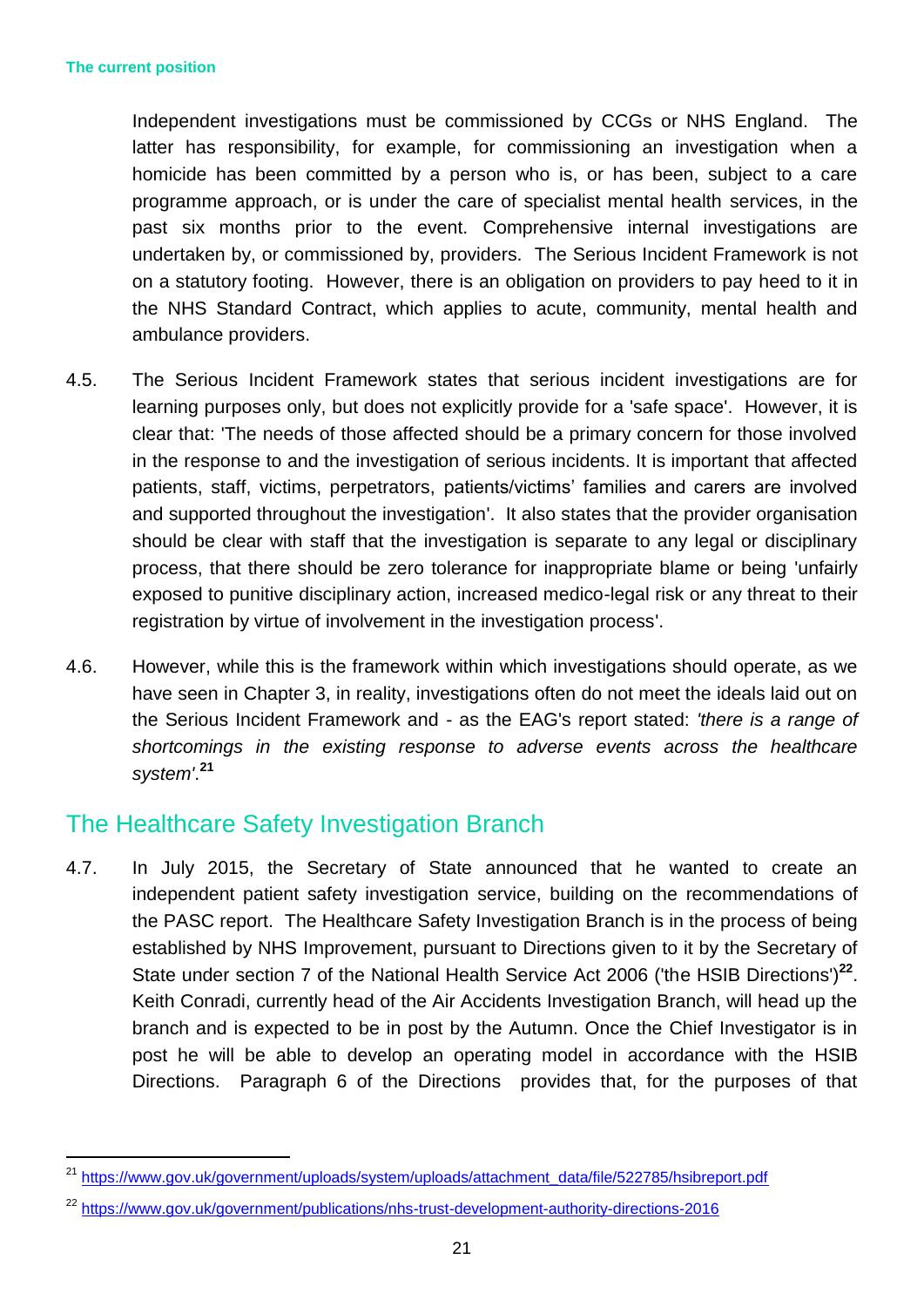Independent investigations must be commissioned by CCGs or NHS England. The latter has responsibility, for example, for commissioning an investigation when a homicide has been committed by a person who is, or has been, subject to a care programme approach, or is under the care of specialist mental health services, in the past six months prior to the event. Comprehensive internal investigations are undertaken by, or commissioned by, providers. The Serious Incident Framework is not on a statutory footing. However, there is an obligation on providers to pay heed to it in the NHS Standard Contract, which applies to acute, community, mental health and ambulance providers.

4.5. The Serious Incident Framework states that serious incident investigations are for learning purposes only, but does not explicitly provide for a 'safe space'. However, it is clear that: 'The needs of those affected should be a primary concern for those involved in the response to and the investigation of serious incidents. It is important that affected patients, staff, victims, perpetrators, patients/victims' families and carers are involved and supported throughout the investigation'. It also states that the provider organisation should be clear with staff that the investigation is separate to any legal or disciplinary process, that there should be zero tolerance for inappropriate blame or being 'unfairly exposed to punitive disciplinary action, increased medico-legal risk or any threat to their registration by virtue of involvement in the investigation process'.

4.6. However, while this is the framework within which investigations should operate, as we have seen in Chapter 3, in reality, investigations often do not meet the ideals laid out on the Serious Incident Framework and - as the EAG's report stated: *'there is a range of shortcomings in the existing response to adverse events across the healthcare system'*.[21]

## The Healthcare Safety Investigation Branch

4.7. In July 2015, the Secretary of State announced that he wanted to create an independent patient safety investigation service, building on the recommendations of the PASC report. The Healthcare Safety Investigation Branch is in the process of being established by NHS Improvement, pursuant to Directions given to it by the Secretary of State under section 7 of the National Health Service Act 2006 ('the HSIB Directions')[22]. Keith Conradi, currently head of the Air Accidents Investigation Branch, will head up the branch and is expected to be in post by the Autumn. Once the Chief Investigator is in post he will be able to develop an operating model in accordance with the HSIB Directions. Paragraph 6 of the Directions provides that, for the purposes of that

---

[21] https://www.gov.uk/government/uploads/system/uploads/attachment_data/file/522785/hsibreport.pdf

[22] https://www.gov.uk/government/publications/nhs-trust-development-authority-directions-2016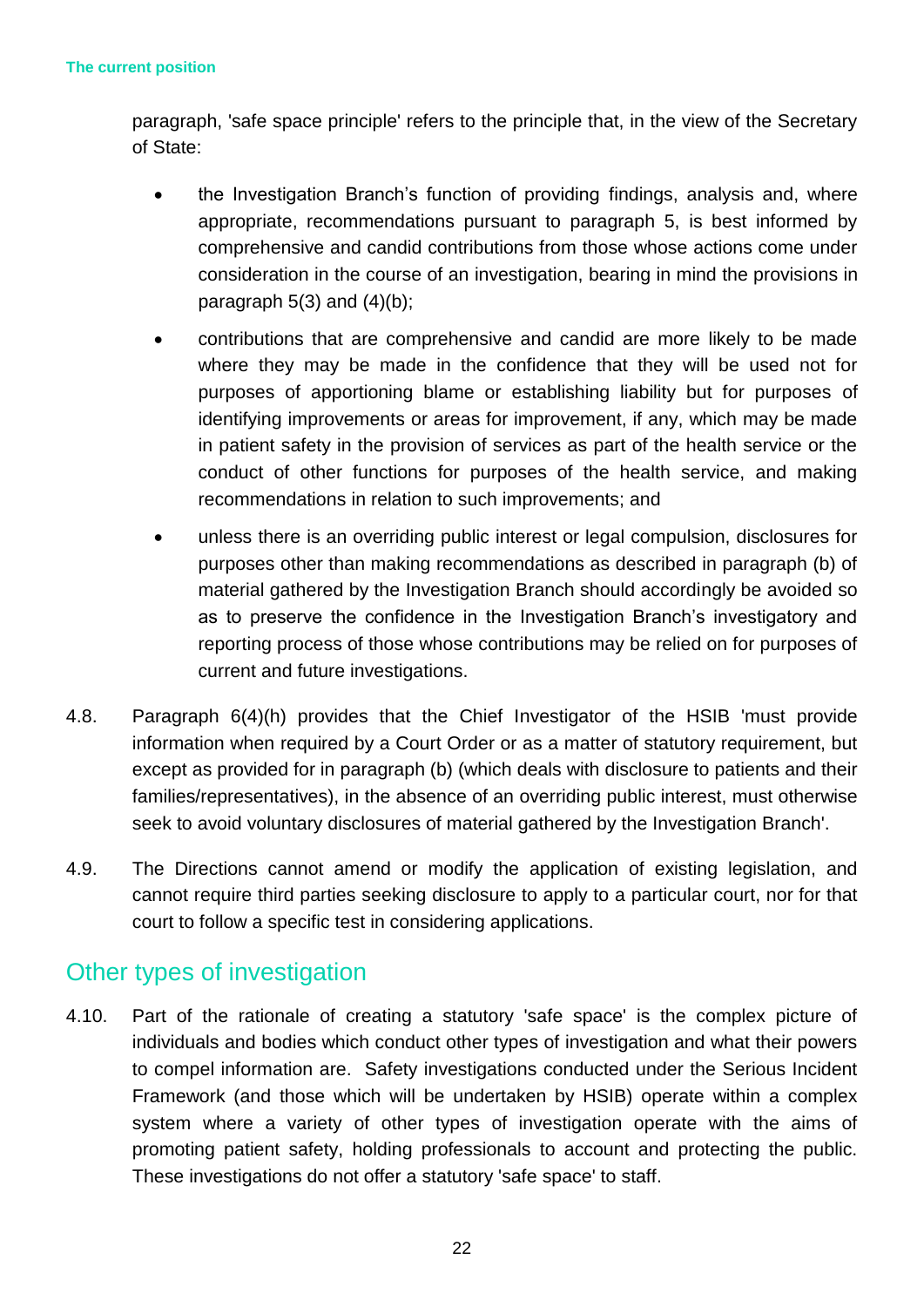paragraph, 'safe space principle' refers to the principle that, in the view of the Secretary of State:

- the Investigation Branch's function of providing findings, analysis and, where appropriate, recommendations pursuant to paragraph 5, is best informed by comprehensive and candid contributions from those whose actions come under consideration in the course of an investigation, bearing in mind the provisions in paragraph 5(3) and (4)(b);
- contributions that are comprehensive and candid are more likely to be made where they may be made in the confidence that they will be used not for purposes of apportioning blame or establishing liability but for purposes of identifying improvements or areas for improvement, if any, which may be made in patient safety in the provision of services as part of the health service or the conduct of other functions for purposes of the health service, and making recommendations in relation to such improvements; and
- unless there is an overriding public interest or legal compulsion, disclosures for purposes other than making recommendations as described in paragraph (b) of material gathered by the Investigation Branch should accordingly be avoided so as to preserve the confidence in the Investigation Branch's investigatory and reporting process of those whose contributions may be relied on for purposes of current and future investigations.

4.8. Paragraph 6(4)(h) provides that the Chief Investigator of the HSIB 'must provide information when required by a Court Order or as a matter of statutory requirement, but except as provided for in paragraph (b) (which deals with disclosure to patients and their families/representatives), in the absence of an overriding public interest, must otherwise seek to avoid voluntary disclosures of material gathered by the Investigation Branch'.

4.9. The Directions cannot amend or modify the application of existing legislation, and cannot require third parties seeking disclosure to apply to a particular court, nor for that court to follow a specific test in considering applications.

## Other types of investigation

4.10. Part of the rationale of creating a statutory 'safe space' is the complex picture of individuals and bodies which conduct other types of investigation and what their powers to compel information are. Safety investigations conducted under the Serious Incident Framework (and those which will be undertaken by HSIB) operate within a complex system where a variety of other types of investigation operate with the aims of promoting patient safety, holding professionals to account and protecting the public. These investigations do not offer a statutory 'safe space' to staff.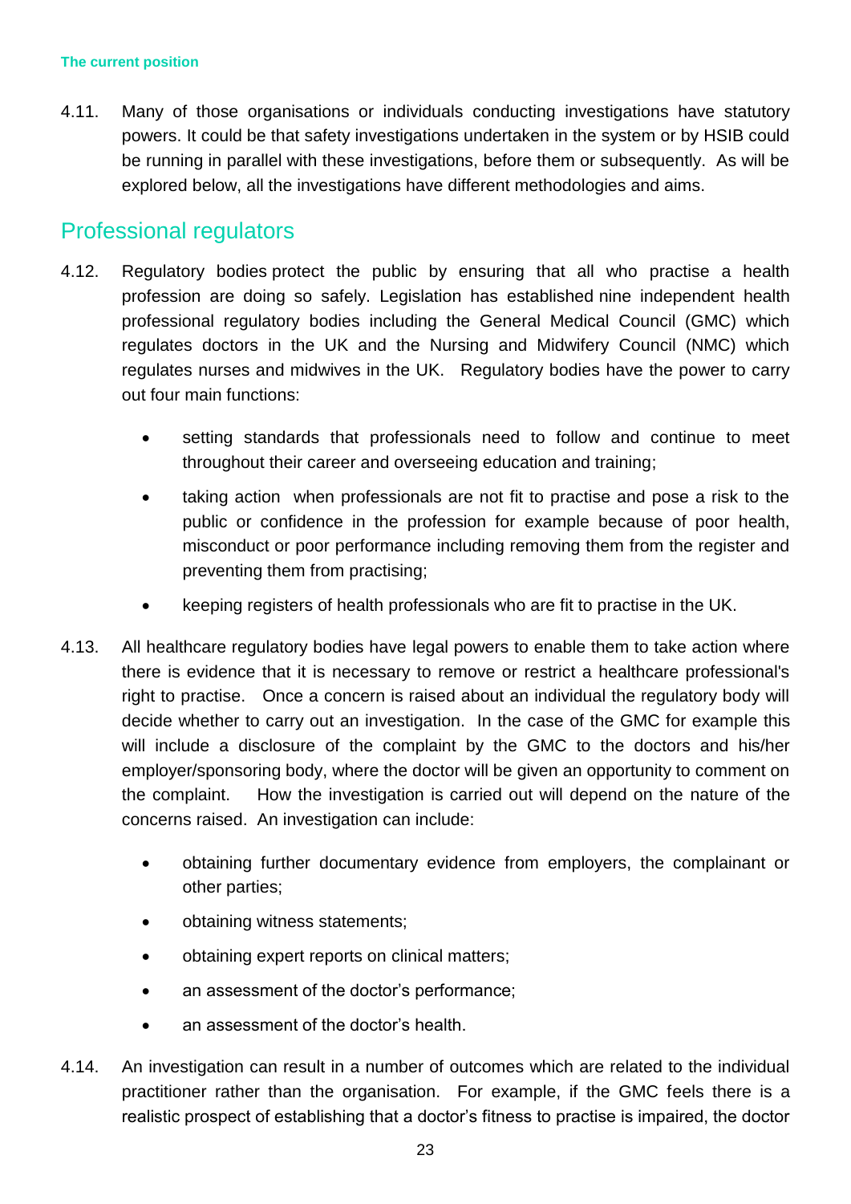### The current position

4.11. Many of those organisations or individuals conducting investigations have statutory powers. It could be that safety investigations undertaken in the system or by HSIB could be running in parallel with these investigations, before them or subsequently. As will be explored below, all the investigations have different methodologies and aims.

## Professional regulators

4.12. Regulatory bodies protect the public by ensuring that all who practise a health profession are doing so safely. Legislation has established nine independent health professional regulatory bodies including the General Medical Council (GMC) which regulates doctors in the UK and the Nursing and Midwifery Council (NMC) which regulates nurses and midwives in the UK. Regulatory bodies have the power to carry out four main functions:

- setting standards that professionals need to follow and continue to meet throughout their career and overseeing education and training;
- taking action when professionals are not fit to practise and pose a risk to the public or confidence in the profession for example because of poor health, misconduct or poor performance including removing them from the register and preventing them from practising;
- keeping registers of health professionals who are fit to practise in the UK.

4.13. All healthcare regulatory bodies have legal powers to enable them to take action where there is evidence that it is necessary to remove or restrict a healthcare professional's right to practise. Once a concern is raised about an individual the regulatory body will decide whether to carry out an investigation. In the case of the GMC for example this will include a disclosure of the complaint by the GMC to the doctors and his/her employer/sponsoring body, where the doctor will be given an opportunity to comment on the complaint. How the investigation is carried out will depend on the nature of the concerns raised. An investigation can include:

- obtaining further documentary evidence from employers, the complainant or other parties;
- obtaining witness statements;
- obtaining expert reports on clinical matters;
- an assessment of the doctor's performance;
- an assessment of the doctor's health.

4.14. An investigation can result in a number of outcomes which are related to the individual practitioner rather than the organisation. For example, if the GMC feels there is a realistic prospect of establishing that a doctor's fitness to practise is impaired, the doctor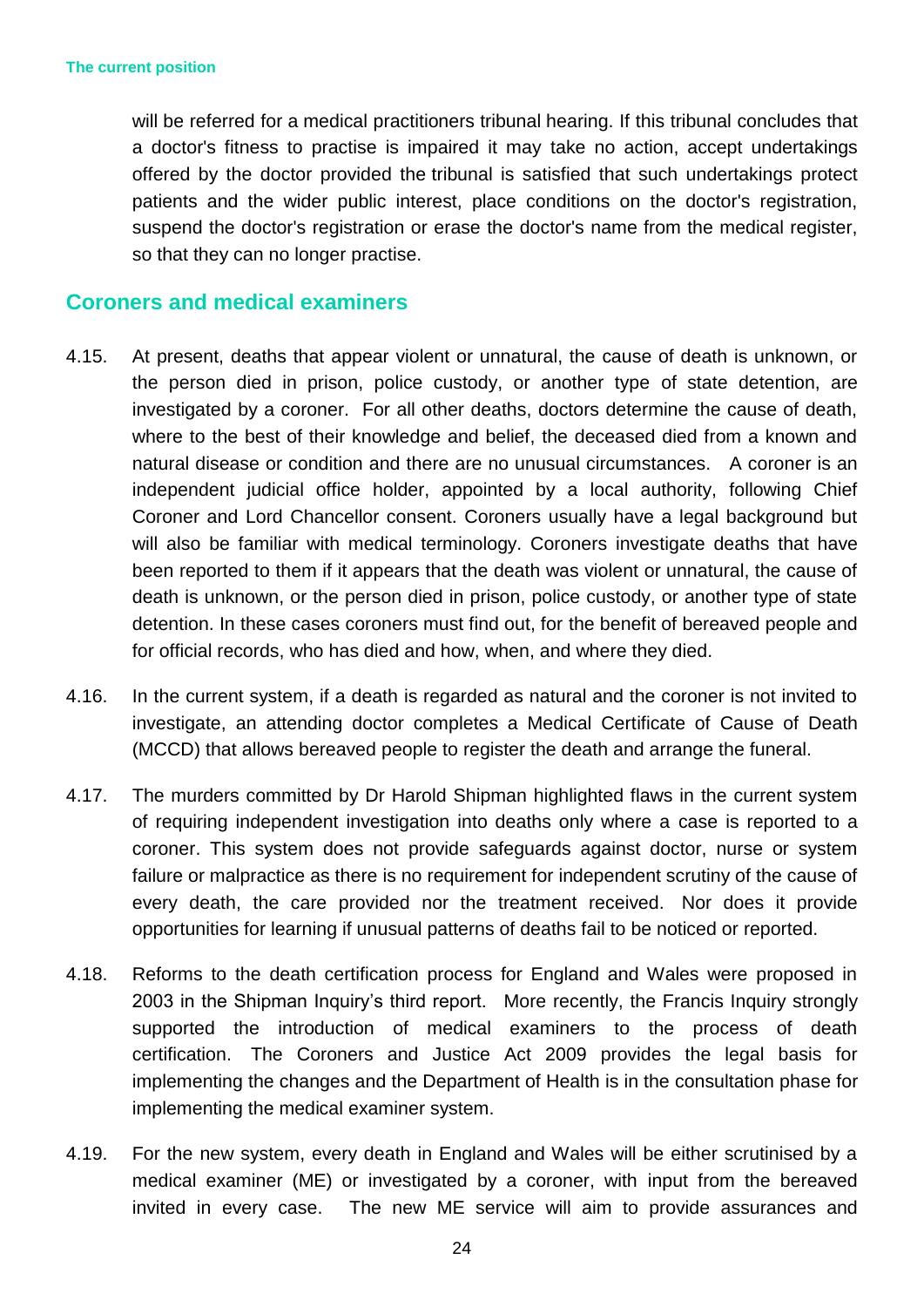will be referred for a medical practitioners tribunal hearing. If this tribunal concludes that a doctor's fitness to practise is impaired it may take no action, accept undertakings offered by the doctor provided the tribunal is satisfied that such undertakings protect patients and the wider public interest, place conditions on the doctor's registration, suspend the doctor's registration or erase the doctor's name from the medical register, so that they can no longer practise.

## Coroners and medical examiners

4.15. At present, deaths that appear violent or unnatural, the cause of death is unknown, or the person died in prison, police custody, or another type of state detention, are investigated by a coroner. For all other deaths, doctors determine the cause of death, where to the best of their knowledge and belief, the deceased died from a known and natural disease or condition and there are no unusual circumstances. A coroner is an independent judicial office holder, appointed by a local authority, following Chief Coroner and Lord Chancellor consent. Coroners usually have a legal background but will also be familiar with medical terminology. Coroners investigate deaths that have been reported to them if it appears that the death was violent or unnatural, the cause of death is unknown, or the person died in prison, police custody, or another type of state detention. In these cases coroners must find out, for the benefit of bereaved people and for official records, who has died and how, when, and where they died.

4.16. In the current system, if a death is regarded as natural and the coroner is not invited to investigate, an attending doctor completes a Medical Certificate of Cause of Death (MCCD) that allows bereaved people to register the death and arrange the funeral.

4.17. The murders committed by Dr Harold Shipman highlighted flaws in the current system of requiring independent investigation into deaths only where a case is reported to a coroner. This system does not provide safeguards against doctor, nurse or system failure or malpractice as there is no requirement for independent scrutiny of the cause of every death, the care provided nor the treatment received. Nor does it provide opportunities for learning if unusual patterns of deaths fail to be noticed or reported.

4.18. Reforms to the death certification process for England and Wales were proposed in 2003 in the Shipman Inquiry's third report. More recently, the Francis Inquiry strongly supported the introduction of medical examiners to the process of death certification. The Coroners and Justice Act 2009 provides the legal basis for implementing the changes and the Department of Health is in the consultation phase for implementing the medical examiner system.

4.19. For the new system, every death in England and Wales will be either scrutinised by a medical examiner (ME) or investigated by a coroner, with input from the bereaved invited in every case. The new ME service will aim to provide assurances and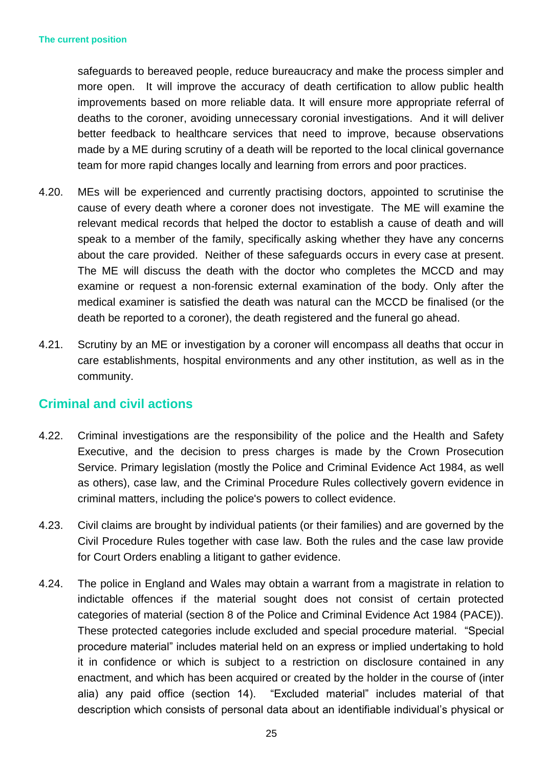safeguards to bereaved people, reduce bureaucracy and make the process simpler and more open. It will improve the accuracy of death certification to allow public health improvements based on more reliable data. It will ensure more appropriate referral of deaths to the coroner, avoiding unnecessary coronial investigations. And it will deliver better feedback to healthcare services that need to improve, because observations made by a ME during scrutiny of a death will be reported to the local clinical governance team for more rapid changes locally and learning from errors and poor practices.

4.20. MEs will be experienced and currently practising doctors, appointed to scrutinise the cause of every death where a coroner does not investigate. The ME will examine the relevant medical records that helped the doctor to establish a cause of death and will speak to a member of the family, specifically asking whether they have any concerns about the care provided. Neither of these safeguards occurs in every case at present. The ME will discuss the death with the doctor who completes the MCCD and may examine or request a non-forensic external examination of the body. Only after the medical examiner is satisfied the death was natural can the MCCD be finalised (or the death be reported to a coroner), the death registered and the funeral go ahead.

4.21. Scrutiny by an ME or investigation by a coroner will encompass all deaths that occur in care establishments, hospital environments and any other institution, as well as in the community.

## Criminal and civil actions

4.22. Criminal investigations are the responsibility of the police and the Health and Safety Executive, and the decision to press charges is made by the Crown Prosecution Service. Primary legislation (mostly the Police and Criminal Evidence Act 1984, as well as others), case law, and the Criminal Procedure Rules collectively govern evidence in criminal matters, including the police's powers to collect evidence.

4.23. Civil claims are brought by individual patients (or their families) and are governed by the Civil Procedure Rules together with case law. Both the rules and the case law provide for Court Orders enabling a litigant to gather evidence.

4.24. The police in England and Wales may obtain a warrant from a magistrate in relation to indictable offences if the material sought does not consist of certain protected categories of material (section 8 of the Police and Criminal Evidence Act 1984 (PACE)). These protected categories include excluded and special procedure material. "Special procedure material" includes material held on an express or implied undertaking to hold it in confidence or which is subject to a restriction on disclosure contained in any enactment, and which has been acquired or created by the holder in the course of (inter alia) any paid office (section 14). "Excluded material" includes material of that description which consists of personal data about an identifiable individual's physical or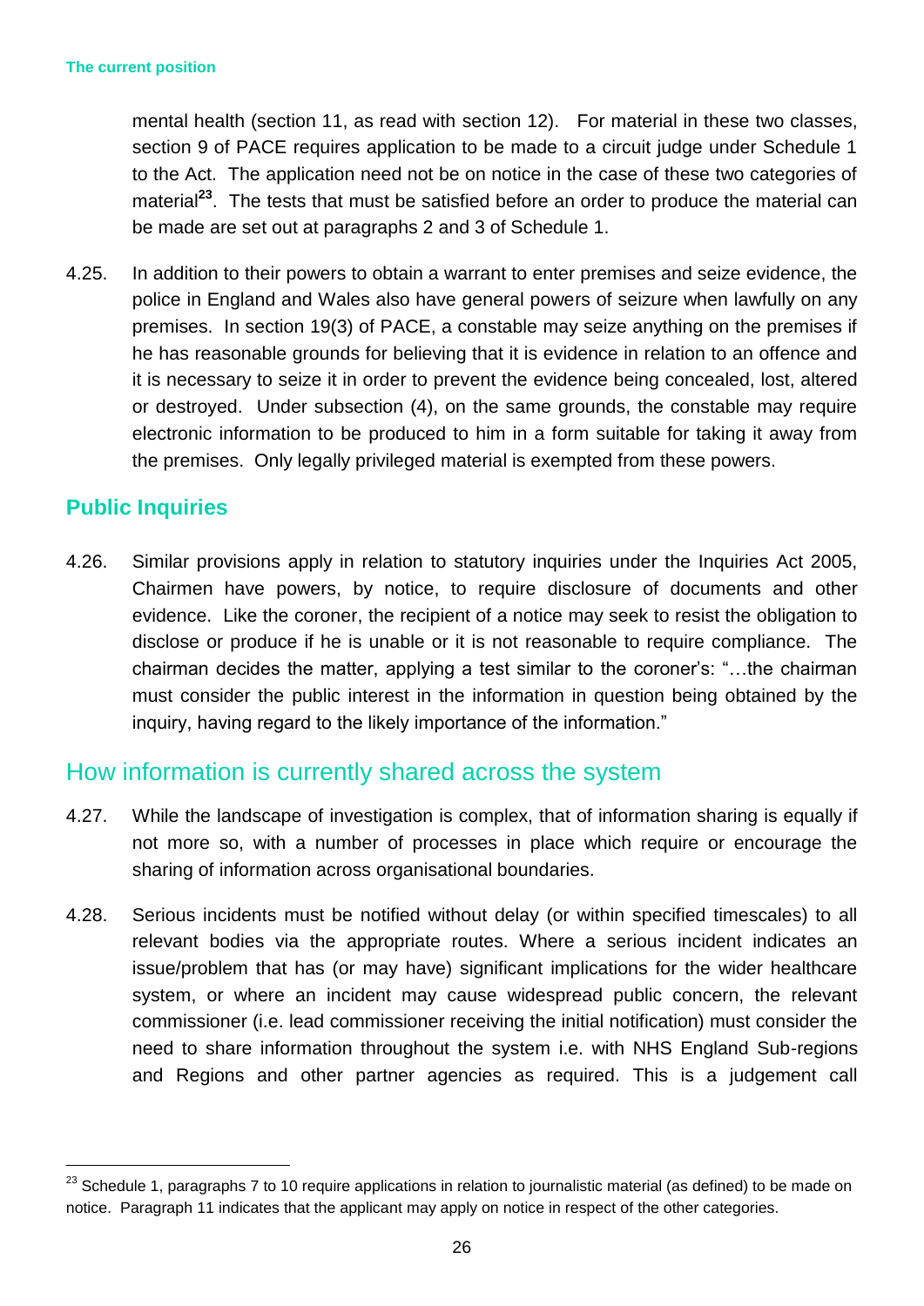mental health (section 11, as read with section 12). For material in these two classes, section 9 of PACE requires application to be made to a circuit judge under Schedule 1 to the Act. The application need not be on notice in the case of these two categories of material[23]. The tests that must be satisfied before an order to produce the material can be made are set out at paragraphs 2 and 3 of Schedule 1.

4.25. In addition to their powers to obtain a warrant to enter premises and seize evidence, the police in England and Wales also have general powers of seizure when lawfully on any premises. In section 19(3) of PACE, a constable may seize anything on the premises if he has reasonable grounds for believing that it is evidence in relation to an offence and it is necessary to seize it in order to prevent the evidence being concealed, lost, altered or destroyed. Under subsection (4), on the same grounds, the constable may require electronic information to be produced to him in a form suitable for taking it away from the premises. Only legally privileged material is exempted from these powers.

### Public Inquiries

4.26. Similar provisions apply in relation to statutory inquiries under the Inquiries Act 2005, Chairmen have powers, by notice, to require disclosure of documents and other evidence. Like the coroner, the recipient of a notice may seek to resist the obligation to disclose or produce if he is unable or it is not reasonable to require compliance. The chairman decides the matter, applying a test similar to the coroner's: "…the chairman must consider the public interest in the information in question being obtained by the inquiry, having regard to the likely importance of the information."

## How information is currently shared across the system

4.27. While the landscape of investigation is complex, that of information sharing is equally if not more so, with a number of processes in place which require or encourage the sharing of information across organisational boundaries.

4.28. Serious incidents must be notified without delay (or within specified timescales) to all relevant bodies via the appropriate routes. Where a serious incident indicates an issue/problem that has (or may have) significant implications for the wider healthcare system, or where an incident may cause widespread public concern, the relevant commissioner (i.e. lead commissioner receiving the initial notification) must consider the need to share information throughout the system i.e. with NHS England Sub-regions and Regions and other partner agencies as required. This is a judgement call

[23] Schedule 1, paragraphs 7 to 10 require applications in relation to journalistic material (as defined) to be made on notice. Paragraph 11 indicates that the applicant may apply on notice in respect of the other categories.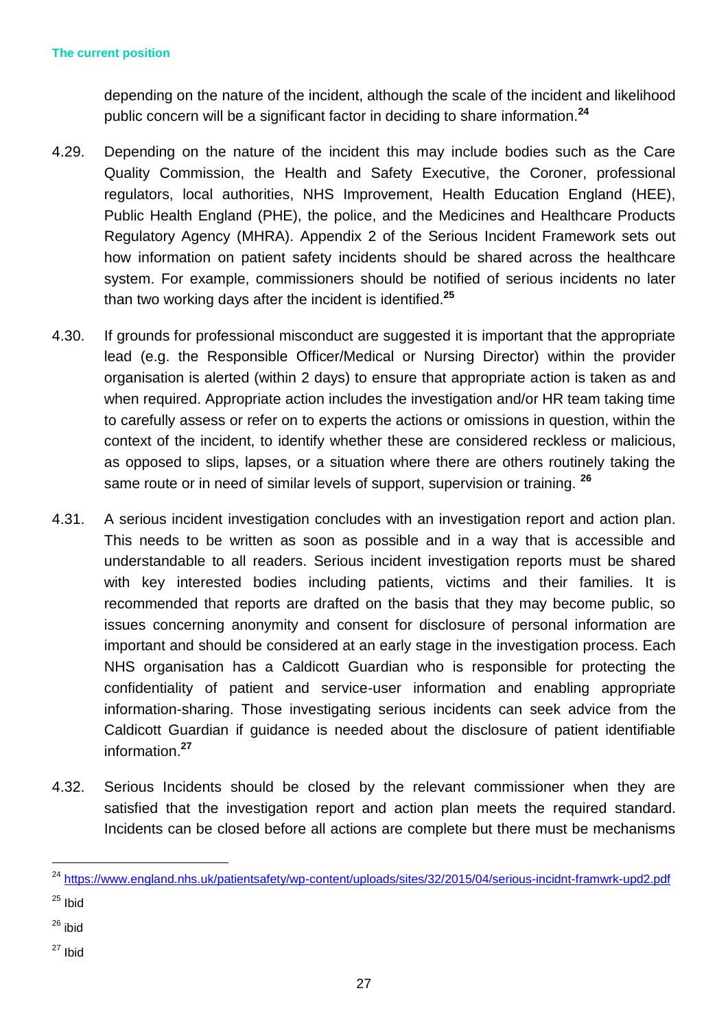depending on the nature of the incident, although the scale of the incident and likelihood public concern will be a significant factor in deciding to share information.[24]

4.29. Depending on the nature of the incident this may include bodies such as the Care Quality Commission, the Health and Safety Executive, the Coroner, professional regulators, local authorities, NHS Improvement, Health Education England (HEE), Public Health England (PHE), the police, and the Medicines and Healthcare Products Regulatory Agency (MHRA). Appendix 2 of the Serious Incident Framework sets out how information on patient safety incidents should be shared across the healthcare system. For example, commissioners should be notified of serious incidents no later than two working days after the incident is identified.[25]

4.30. If grounds for professional misconduct are suggested it is important that the appropriate lead (e.g. the Responsible Officer/Medical or Nursing Director) within the provider organisation is alerted (within 2 days) to ensure that appropriate action is taken as and when required. Appropriate action includes the investigation and/or HR team taking time to carefully assess or refer on to experts the actions or omissions in question, within the context of the incident, to identify whether these are considered reckless or malicious, as opposed to slips, lapses, or a situation where there are others routinely taking the same route or in need of similar levels of support, supervision or training.[26]

4.31. A serious incident investigation concludes with an investigation report and action plan. This needs to be written as soon as possible and in a way that is accessible and understandable to all readers. Serious incident investigation reports must be shared with key interested bodies including patients, victims and their families. It is recommended that reports are drafted on the basis that they may become public, so issues concerning anonymity and consent for disclosure of personal information are important and should be considered at an early stage in the investigation process. Each NHS organisation has a Caldicott Guardian who is responsible for protecting the confidentiality of patient and service-user information and enabling appropriate information-sharing. Those investigating serious incidents can seek advice from the Caldicott Guardian if guidance is needed about the disclosure of patient identifiable information.[27]

4.32. Serious Incidents should be closed by the relevant commissioner when they are satisfied that the investigation report and action plan meets the required standard. Incidents can be closed before all actions are complete but there must be mechanisms

---

[24] https://www.england.nhs.uk/patientsafety/wp-content/uploads/sites/32/2015/04/serious-incidnt-framwrk-upd2.pdf

[25] Ibid

[26] ibid

[27] Ibid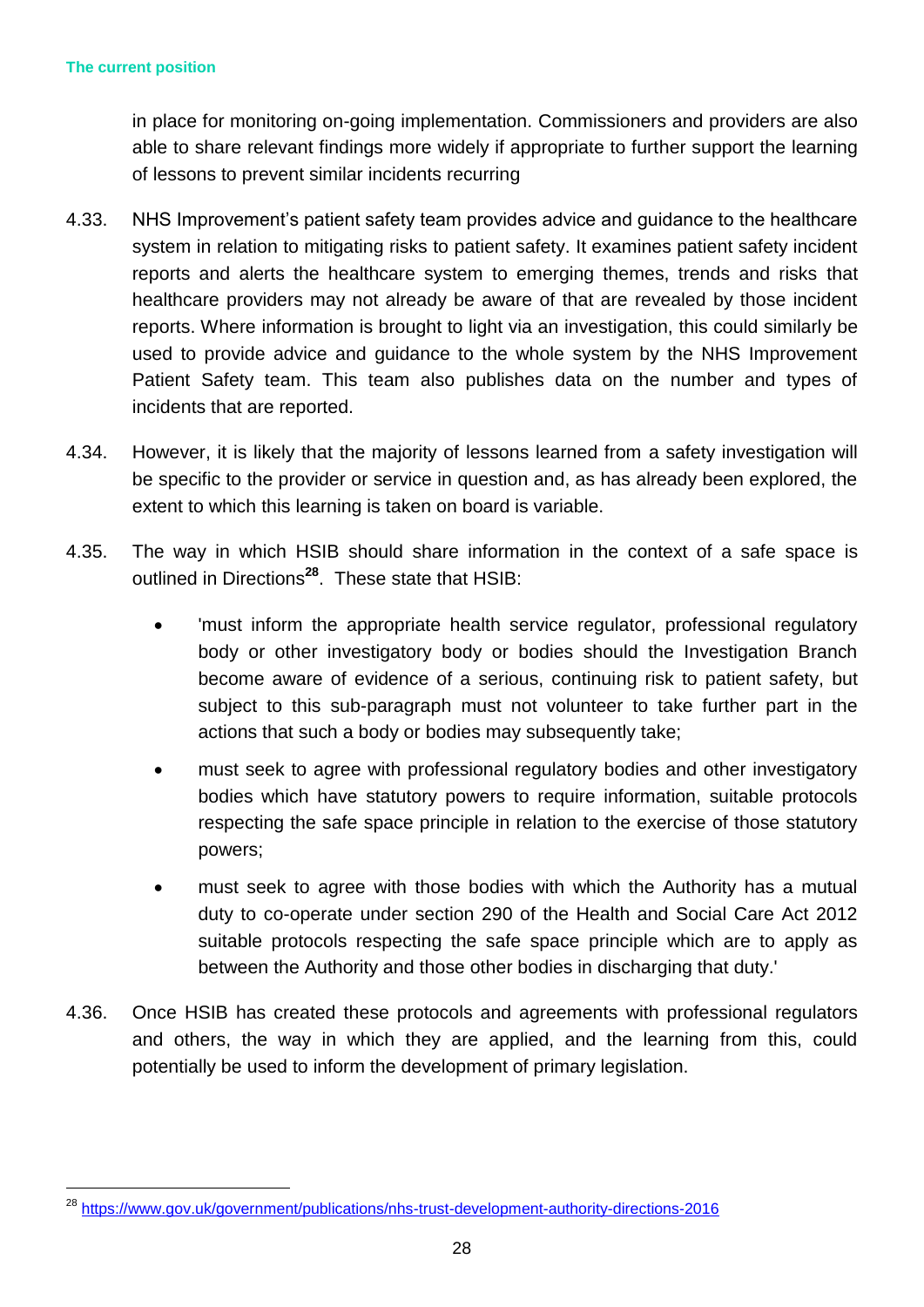in place for monitoring on-going implementation. Commissioners and providers are also able to share relevant findings more widely if appropriate to further support the learning of lessons to prevent similar incidents recurring

4.33. NHS Improvement's patient safety team provides advice and guidance to the healthcare system in relation to mitigating risks to patient safety. It examines patient safety incident reports and alerts the healthcare system to emerging themes, trends and risks that healthcare providers may not already be aware of that are revealed by those incident reports. Where information is brought to light via an investigation, this could similarly be used to provide advice and guidance to the whole system by the NHS Improvement Patient Safety team. This team also publishes data on the number and types of incidents that are reported.

4.34. However, it is likely that the majority of lessons learned from a safety investigation will be specific to the provider or service in question and, as has already been explored, the extent to which this learning is taken on board is variable.

4.35. The way in which HSIB should share information in the context of a safe space is outlined in Directions[28]. These state that HSIB:

- 'must inform the appropriate health service regulator, professional regulatory body or other investigatory body or bodies should the Investigation Branch become aware of evidence of a serious, continuing risk to patient safety, but subject to this sub-paragraph must not volunteer to take further part in the actions that such a body or bodies may subsequently take;
- must seek to agree with professional regulatory bodies and other investigatory bodies which have statutory powers to require information, suitable protocols respecting the safe space principle in relation to the exercise of those statutory powers;
- must seek to agree with those bodies with which the Authority has a mutual duty to co-operate under section 290 of the Health and Social Care Act 2012 suitable protocols respecting the safe space principle which are to apply as between the Authority and those other bodies in discharging that duty.'

4.36. Once HSIB has created these protocols and agreements with professional regulators and others, the way in which they are applied, and the learning from this, could potentially be used to inform the development of primary legislation.

[28] https://www.gov.uk/government/publications/nhs-trust-development-authority-directions-2016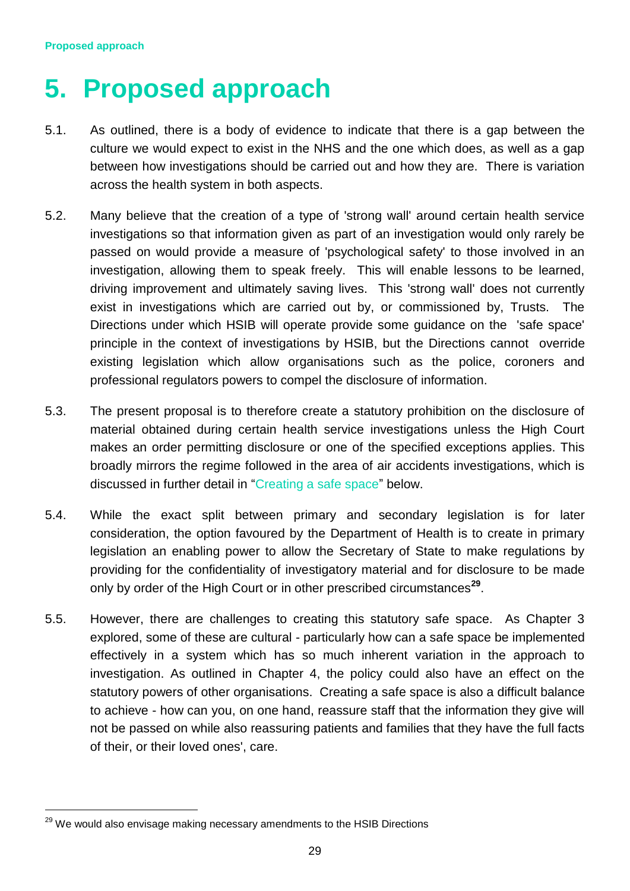# 5. Proposed approach

5.1. As outlined, there is a body of evidence to indicate that there is a gap between the culture we would expect to exist in the NHS and the one which does, as well as a gap between how investigations should be carried out and how they are. There is variation across the health system in both aspects.

5.2. Many believe that the creation of a type of 'strong wall' around certain health service investigations so that information given as part of an investigation would only rarely be passed on would provide a measure of 'psychological safety' to those involved in an investigation, allowing them to speak freely. This will enable lessons to be learned, driving improvement and ultimately saving lives. This 'strong wall' does not currently exist in investigations which are carried out by, or commissioned by, Trusts. The Directions under which HSIB will operate provide some guidance on the 'safe space' principle in the context of investigations by HSIB, but the Directions cannot override existing legislation which allow organisations such as the police, coroners and professional regulators powers to compel the disclosure of information.

5.3. The present proposal is to therefore create a statutory prohibition on the disclosure of material obtained during certain health service investigations unless the High Court makes an order permitting disclosure or one of the specified exceptions applies. This broadly mirrors the regime followed in the area of air accidents investigations, which is discussed in further detail in "Creating a safe space" below.

5.4. While the exact split between primary and secondary legislation is for later consideration, the option favoured by the Department of Health is to create in primary legislation an enabling power to allow the Secretary of State to make regulations by providing for the confidentiality of investigatory material and for disclosure to be made only by order of the High Court or in other prescribed circumstances[29].

5.5. However, there are challenges to creating this statutory safe space. As Chapter 3 explored, some of these are cultural - particularly how can a safe space be implemented effectively in a system which has so much inherent variation in the approach to investigation. As outlined in Chapter 4, the policy could also have an effect on the statutory powers of other organisations. Creating a safe space is also a difficult balance to achieve - how can you, on one hand, reassure staff that the information they give will not be passed on while also reassuring patients and families that they have the full facts of their, or their loved ones', care.

---

[29] We would also envisage making necessary amendments to the HSIB Directions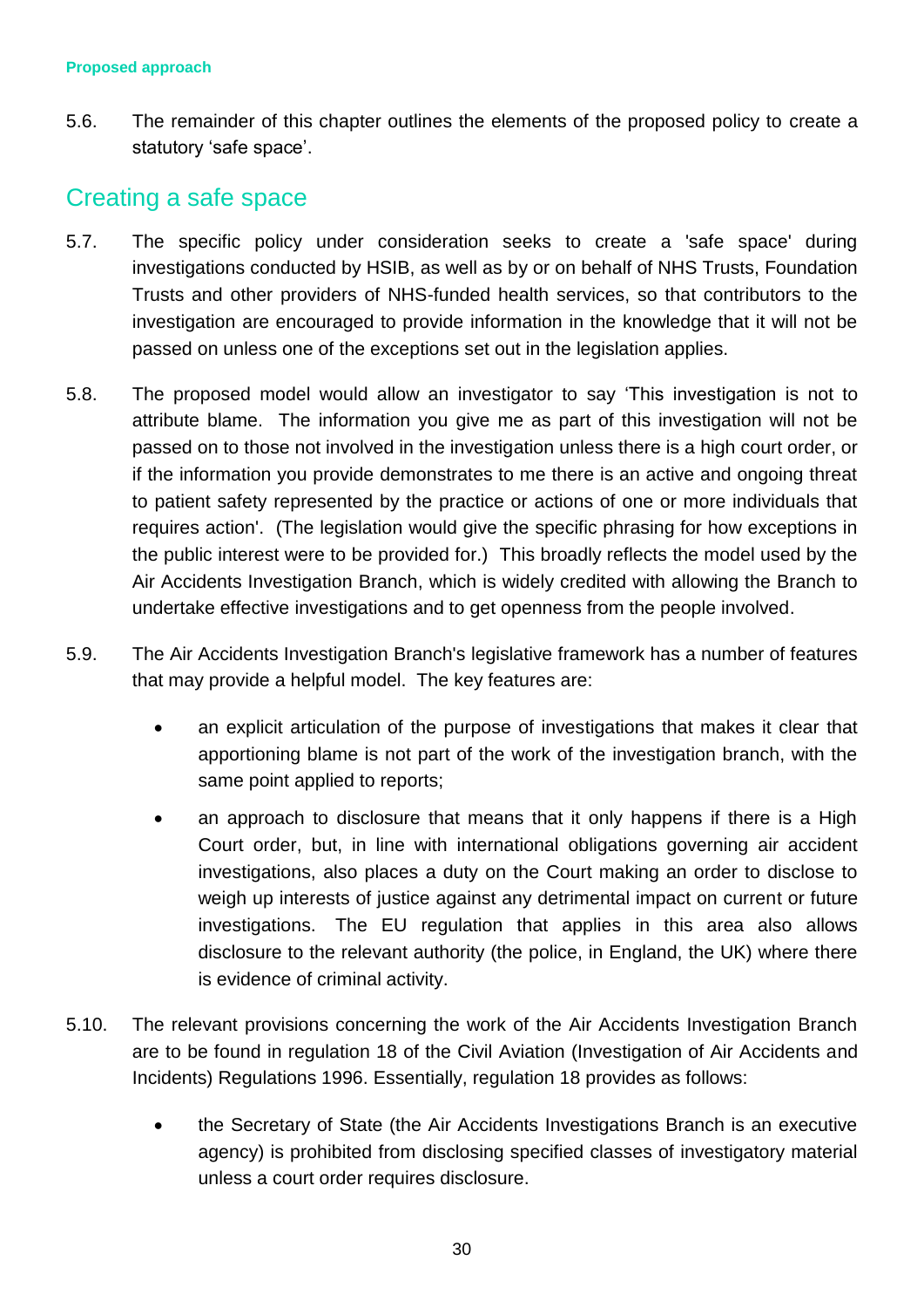**Proposed approach**

5.6. The remainder of this chapter outlines the elements of the proposed policy to create a statutory 'safe space'.

## Creating a safe space

5.7. The specific policy under consideration seeks to create a 'safe space' during investigations conducted by HSIB, as well as by or on behalf of NHS Trusts, Foundation Trusts and other providers of NHS-funded health services, so that contributors to the investigation are encouraged to provide information in the knowledge that it will not be passed on unless one of the exceptions set out in the legislation applies.

5.8. The proposed model would allow an investigator to say 'This investigation is not to attribute blame. The information you give me as part of this investigation will not be passed on to those not involved in the investigation unless there is a high court order, or if the information you provide demonstrates to me there is an active and ongoing threat to patient safety represented by the practice or actions of one or more individuals that requires action'. (The legislation would give the specific phrasing for how exceptions in the public interest were to be provided for.) This broadly reflects the model used by the Air Accidents Investigation Branch, which is widely credited with allowing the Branch to undertake effective investigations and to get openness from the people involved.

5.9. The Air Accidents Investigation Branch's legislative framework has a number of features that may provide a helpful model. The key features are:

- an explicit articulation of the purpose of investigations that makes it clear that apportioning blame is not part of the work of the investigation branch, with the same point applied to reports;
- an approach to disclosure that means that it only happens if there is a High Court order, but, in line with international obligations governing air accident investigations, also places a duty on the Court making an order to disclose to weigh up interests of justice against any detrimental impact on current or future investigations. The EU regulation that applies in this area also allows disclosure to the relevant authority (the police, in England, the UK) where there is evidence of criminal activity.

5.10. The relevant provisions concerning the work of the Air Accidents Investigation Branch are to be found in regulation 18 of the Civil Aviation (Investigation of Air Accidents and Incidents) Regulations 1996. Essentially, regulation 18 provides as follows:

- the Secretary of State (the Air Accidents Investigations Branch is an executive agency) is prohibited from disclosing specified classes of investigatory material unless a court order requires disclosure.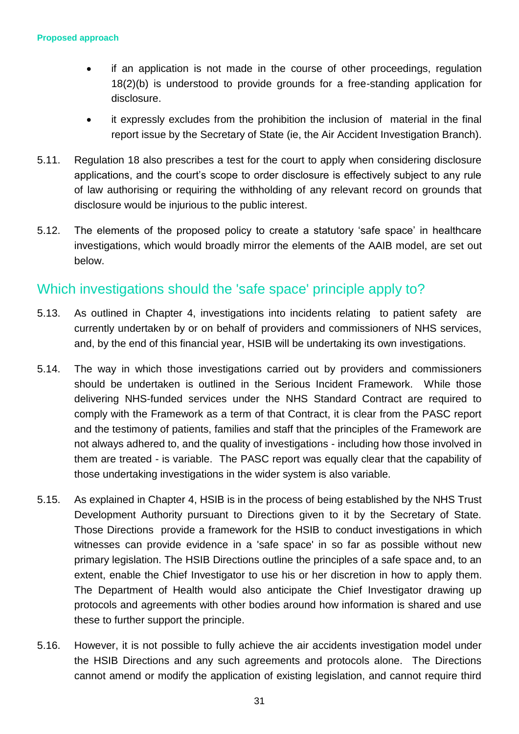- if an application is not made in the course of other proceedings, regulation 18(2)(b) is understood to provide grounds for a free-standing application for disclosure.
- it expressly excludes from the prohibition the inclusion of material in the final report issue by the Secretary of State (ie, the Air Accident Investigation Branch).

5.11. Regulation 18 also prescribes a test for the court to apply when considering disclosure applications, and the court's scope to order disclosure is effectively subject to any rule of law authorising or requiring the withholding of any relevant record on grounds that disclosure would be injurious to the public interest.

5.12. The elements of the proposed policy to create a statutory 'safe space' in healthcare investigations, which would broadly mirror the elements of the AAIB model, are set out below.

## Which investigations should the 'safe space' principle apply to?

5.13. As outlined in Chapter 4, investigations into incidents relating to patient safety are currently undertaken by or on behalf of providers and commissioners of NHS services, and, by the end of this financial year, HSIB will be undertaking its own investigations.

5.14. The way in which those investigations carried out by providers and commissioners should be undertaken is outlined in the Serious Incident Framework. While those delivering NHS-funded services under the NHS Standard Contract are required to comply with the Framework as a term of that Contract, it is clear from the PASC report and the testimony of patients, families and staff that the principles of the Framework are not always adhered to, and the quality of investigations - including how those involved in them are treated - is variable. The PASC report was equally clear that the capability of those undertaking investigations in the wider system is also variable.

5.15. As explained in Chapter 4, HSIB is in the process of being established by the NHS Trust Development Authority pursuant to Directions given to it by the Secretary of State. Those Directions provide a framework for the HSIB to conduct investigations in which witnesses can provide evidence in a 'safe space' in so far as possible without new primary legislation. The HSIB Directions outline the principles of a safe space and, to an extent, enable the Chief Investigator to use his or her discretion in how to apply them. The Department of Health would also anticipate the Chief Investigator drawing up protocols and agreements with other bodies around how information is shared and use these to further support the principle.

5.16. However, it is not possible to fully achieve the air accidents investigation model under the HSIB Directions and any such agreements and protocols alone. The Directions cannot amend or modify the application of existing legislation, and cannot require third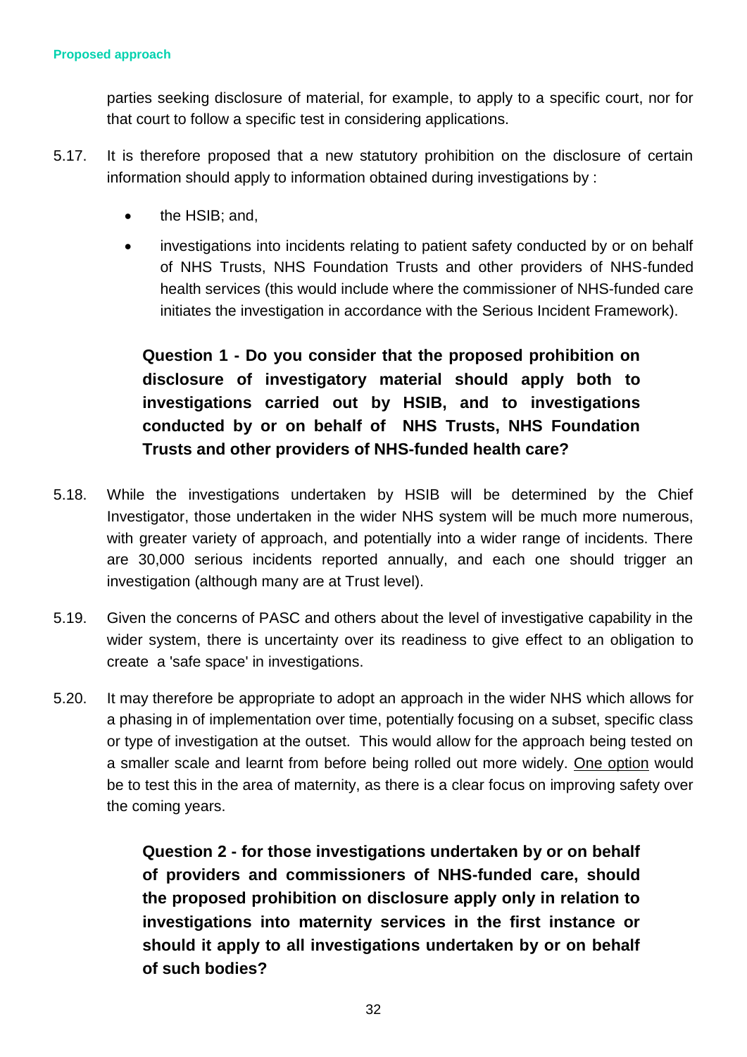parties seeking disclosure of material, for example, to apply to a specific court, nor for that court to follow a specific test in considering applications.

5.17. It is therefore proposed that a new statutory prohibition on the disclosure of certain information should apply to information obtained during investigations by :

- the HSIB; and,
- investigations into incidents relating to patient safety conducted by or on behalf of NHS Trusts, NHS Foundation Trusts and other providers of NHS-funded health services (this would include where the commissioner of NHS-funded care initiates the investigation in accordance with the Serious Incident Framework).

> **Question 1 - Do you consider that the proposed prohibition on disclosure of investigatory material should apply both to investigations carried out by HSIB, and to investigations conducted by or on behalf of NHS Trusts, NHS Foundation Trusts and other providers of NHS-funded health care?**

5.18. While the investigations undertaken by HSIB will be determined by the Chief Investigator, those undertaken in the wider NHS system will be much more numerous, with greater variety of approach, and potentially into a wider range of incidents. There are 30,000 serious incidents reported annually, and each one should trigger an investigation (although many are at Trust level).

5.19. Given the concerns of PASC and others about the level of investigative capability in the wider system, there is uncertainty over its readiness to give effect to an obligation to create a 'safe space' in investigations.

5.20. It may therefore be appropriate to adopt an approach in the wider NHS which allows for a phasing in of implementation over time, potentially focusing on a subset, specific class or type of investigation at the outset. This would allow for the approach being tested on a smaller scale and learnt from before being rolled out more widely. One option would be to test this in the area of maternity, as there is a clear focus on improving safety over the coming years.

> **Question 2 - for those investigations undertaken by or on behalf of providers and commissioners of NHS-funded care, should the proposed prohibition on disclosure apply only in relation to investigations into maternity services in the first instance or should it apply to all investigations undertaken by or on behalf of such bodies?**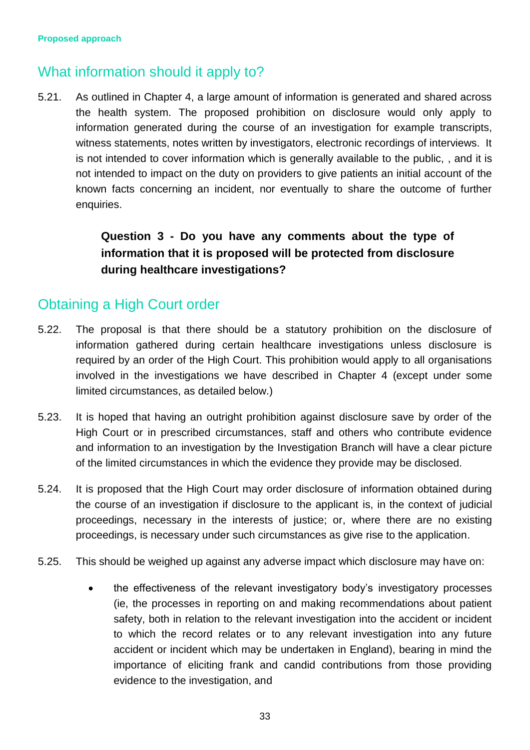Proposed approach

## What information should it apply to?

5.21. As outlined in Chapter 4, a large amount of information is generated and shared across the health system. The proposed prohibition on disclosure would only apply to information generated during the course of an investigation for example transcripts, witness statements, notes written by investigators, electronic recordings of interviews. It is not intended to cover information which is generally available to the public, , and it is not intended to impact on the duty on providers to give patients an initial account of the known facts concerning an incident, nor eventually to share the outcome of further enquiries.

> **Question 3 - Do you have any comments about the type of information that it is proposed will be protected from disclosure during healthcare investigations?**

## Obtaining a High Court order

5.22. The proposal is that there should be a statutory prohibition on the disclosure of information gathered during certain healthcare investigations unless disclosure is required by an order of the High Court. This prohibition would apply to all organisations involved in the investigations we have described in Chapter 4 (except under some limited circumstances, as detailed below.)

5.23. It is hoped that having an outright prohibition against disclosure save by order of the High Court or in prescribed circumstances, staff and others who contribute evidence and information to an investigation by the Investigation Branch will have a clear picture of the limited circumstances in which the evidence they provide may be disclosed.

5.24. It is proposed that the High Court may order disclosure of information obtained during the course of an investigation if disclosure to the applicant is, in the context of judicial proceedings, necessary in the interests of justice; or, where there are no existing proceedings, is necessary under such circumstances as give rise to the application.

5.25. This should be weighed up against any adverse impact which disclosure may have on:

- the effectiveness of the relevant investigatory body's investigatory processes (ie, the processes in reporting on and making recommendations about patient safety, both in relation to the relevant investigation into the accident or incident to which the record relates or to any relevant investigation into any future accident or incident which may be undertaken in England), bearing in mind the importance of eliciting frank and candid contributions from those providing evidence to the investigation, and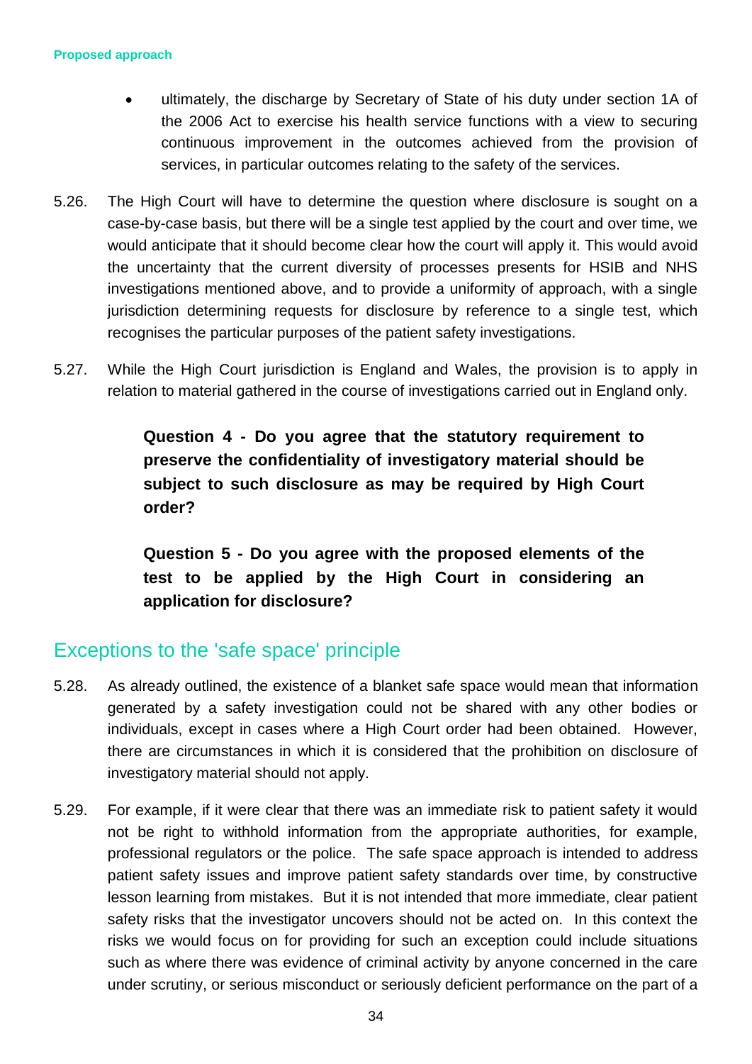- ultimately, the discharge by Secretary of State of his duty under section 1A of the 2006 Act to exercise his health service functions with a view to securing continuous improvement in the outcomes achieved from the provision of services, in particular outcomes relating to the safety of the services.

5.26. The High Court will have to determine the question where disclosure is sought on a case-by-case basis, but there will be a single test applied by the court and over time, we would anticipate that it should become clear how the court will apply it. This would avoid the uncertainty that the current diversity of processes presents for HSIB and NHS investigations mentioned above, and to provide a uniformity of approach, with a single jurisdiction determining requests for disclosure by reference to a single test, which recognises the particular purposes of the patient safety investigations.

5.27. While the High Court jurisdiction is England and Wales, the provision is to apply in relation to material gathered in the course of investigations carried out in England only.

> **Question 4 - Do you agree that the statutory requirement to preserve the confidentiality of investigatory material should be subject to such disclosure as may be required by High Court order?**

> **Question 5 - Do you agree with the proposed elements of the test to be applied by the High Court in considering an application for disclosure?**

## Exceptions to the 'safe space' principle

5.28. As already outlined, the existence of a blanket safe space would mean that information generated by a safety investigation could not be shared with any other bodies or individuals, except in cases where a High Court order had been obtained. However, there are circumstances in which it is considered that the prohibition on disclosure of investigatory material should not apply.

5.29. For example, if it were clear that there was an immediate risk to patient safety it would not be right to withhold information from the appropriate authorities, for example, professional regulators or the police. The safe space approach is intended to address patient safety issues and improve patient safety standards over time, by constructive lesson learning from mistakes. But it is not intended that more immediate, clear patient safety risks that the investigator uncovers should not be acted on. In this context the risks we would focus on for providing for such an exception could include situations such as where there was evidence of criminal activity by anyone concerned in the care under scrutiny, or serious misconduct or seriously deficient performance on the part of a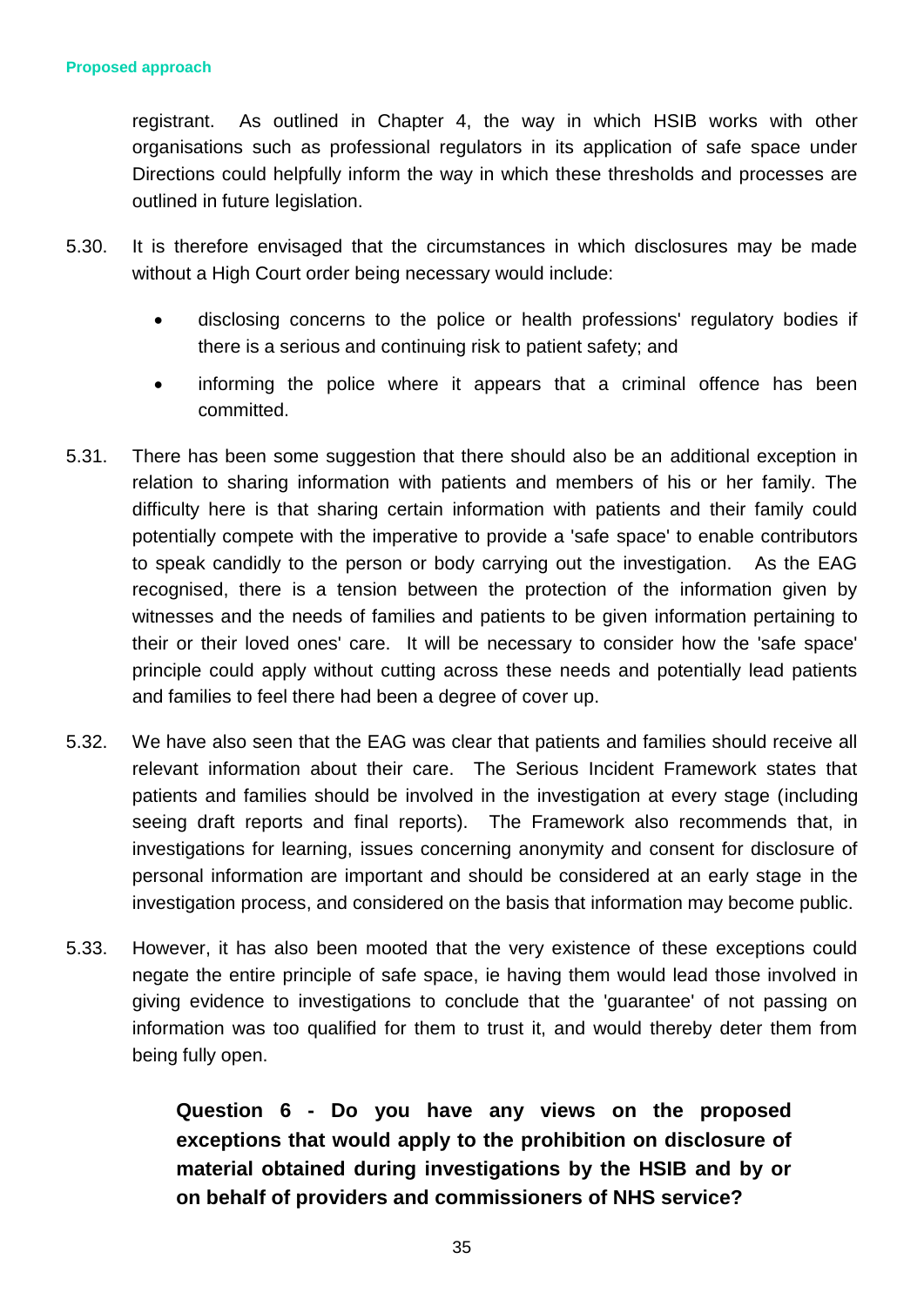registrant. As outlined in Chapter 4, the way in which HSIB works with other organisations such as professional regulators in its application of safe space under Directions could helpfully inform the way in which these thresholds and processes are outlined in future legislation.

5.30. It is therefore envisaged that the circumstances in which disclosures may be made without a High Court order being necessary would include:

- disclosing concerns to the police or health professions' regulatory bodies if there is a serious and continuing risk to patient safety; and
- informing the police where it appears that a criminal offence has been committed.

5.31. There has been some suggestion that there should also be an additional exception in relation to sharing information with patients and members of his or her family. The difficulty here is that sharing certain information with patients and their family could potentially compete with the imperative to provide a 'safe space' to enable contributors to speak candidly to the person or body carrying out the investigation. As the EAG recognised, there is a tension between the protection of the information given by witnesses and the needs of families and patients to be given information pertaining to their or their loved ones' care. It will be necessary to consider how the 'safe space' principle could apply without cutting across these needs and potentially lead patients and families to feel there had been a degree of cover up.

5.32. We have also seen that the EAG was clear that patients and families should receive all relevant information about their care. The Serious Incident Framework states that patients and families should be involved in the investigation at every stage (including seeing draft reports and final reports). The Framework also recommends that, in investigations for learning, issues concerning anonymity and consent for disclosure of personal information are important and should be considered at an early stage in the investigation process, and considered on the basis that information may become public.

5.33. However, it has also been mooted that the very existence of these exceptions could negate the entire principle of safe space, ie having them would lead those involved in giving evidence to investigations to conclude that the 'guarantee' of not passing on information was too qualified for them to trust it, and would thereby deter them from being fully open.

**Question 6 - Do you have any views on the proposed exceptions that would apply to the prohibition on disclosure of material obtained during investigations by the HSIB and by or on behalf of providers and commissioners of NHS service?**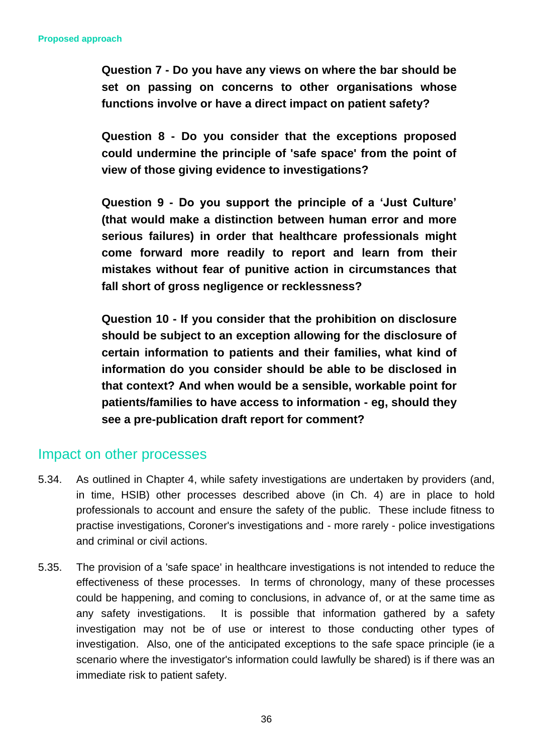**Proposed approach**

**Question 7 - Do you have any views on where the bar should be set on passing on concerns to other organisations whose functions involve or have a direct impact on patient safety?**

**Question 8 - Do you consider that the exceptions proposed could undermine the principle of 'safe space' from the point of view of those giving evidence to investigations?**

**Question 9 - Do you support the principle of a 'Just Culture' (that would make a distinction between human error and more serious failures) in order that healthcare professionals might come forward more readily to report and learn from their mistakes without fear of punitive action in circumstances that fall short of gross negligence or recklessness?**

**Question 10 - If you consider that the prohibition on disclosure should be subject to an exception allowing for the disclosure of certain information to patients and their families, what kind of information do you consider should be able to be disclosed in that context? And when would be a sensible, workable point for patients/families to have access to information - eg, should they see a pre-publication draft report for comment?**

## Impact on other processes

5.34. As outlined in Chapter 4, while safety investigations are undertaken by providers (and, in time, HSIB) other processes described above (in Ch. 4) are in place to hold professionals to account and ensure the safety of the public. These include fitness to practise investigations, Coroner's investigations and - more rarely - police investigations and criminal or civil actions.

5.35. The provision of a 'safe space' in healthcare investigations is not intended to reduce the effectiveness of these processes. In terms of chronology, many of these processes could be happening, and coming to conclusions, in advance of, or at the same time as any safety investigations. It is possible that information gathered by a safety investigation may not be of use or interest to those conducting other types of investigation. Also, one of the anticipated exceptions to the safe space principle (ie a scenario where the investigator's information could lawfully be shared) is if there was an immediate risk to patient safety.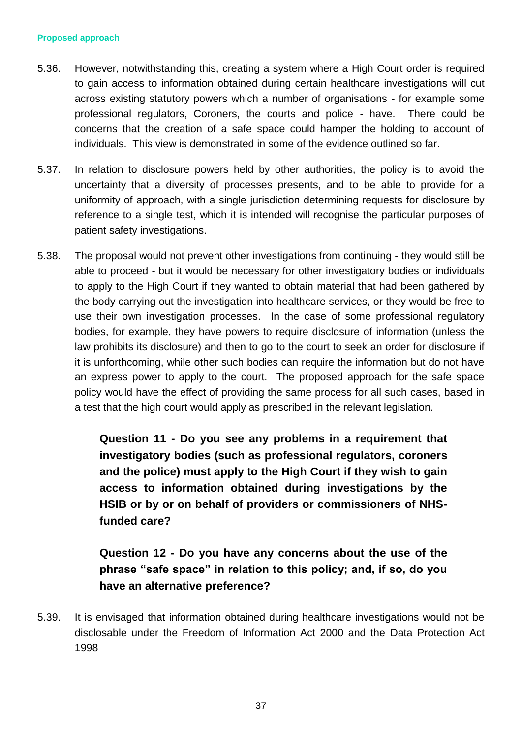#### Proposed approach

5.36. However, notwithstanding this, creating a system where a High Court order is required to gain access to information obtained during certain healthcare investigations will cut across existing statutory powers which a number of organisations - for example some professional regulators, Coroners, the courts and police - have. There could be concerns that the creation of a safe space could hamper the holding to account of individuals. This view is demonstrated in some of the evidence outlined so far.

5.37. In relation to disclosure powers held by other authorities, the policy is to avoid the uncertainty that a diversity of processes presents, and to be able to provide for a uniformity of approach, with a single jurisdiction determining requests for disclosure by reference to a single test, which it is intended will recognise the particular purposes of patient safety investigations.

5.38. The proposal would not prevent other investigations from continuing - they would still be able to proceed - but it would be necessary for other investigatory bodies or individuals to apply to the High Court if they wanted to obtain material that had been gathered by the body carrying out the investigation into healthcare services, or they would be free to use their own investigation processes. In the case of some professional regulatory bodies, for example, they have powers to require disclosure of information (unless the law prohibits its disclosure) and then to go to the court to seek an order for disclosure if it is unforthcoming, while other such bodies can require the information but do not have an express power to apply to the court. The proposed approach for the safe space policy would have the effect of providing the same process for all such cases, based in a test that the high court would apply as prescribed in the relevant legislation.

> **Question 11 - Do you see any problems in a requirement that investigatory bodies (such as professional regulators, coroners and the police) must apply to the High Court if they wish to gain access to information obtained during investigations by the HSIB or by or on behalf of providers or commissioners of NHS-funded care?**

> **Question 12 - Do you have any concerns about the use of the phrase "safe space" in relation to this policy; and, if so, do you have an alternative preference?**

5.39. It is envisaged that information obtained during healthcare investigations would not be disclosable under the Freedom of Information Act 2000 and the Data Protection Act 1998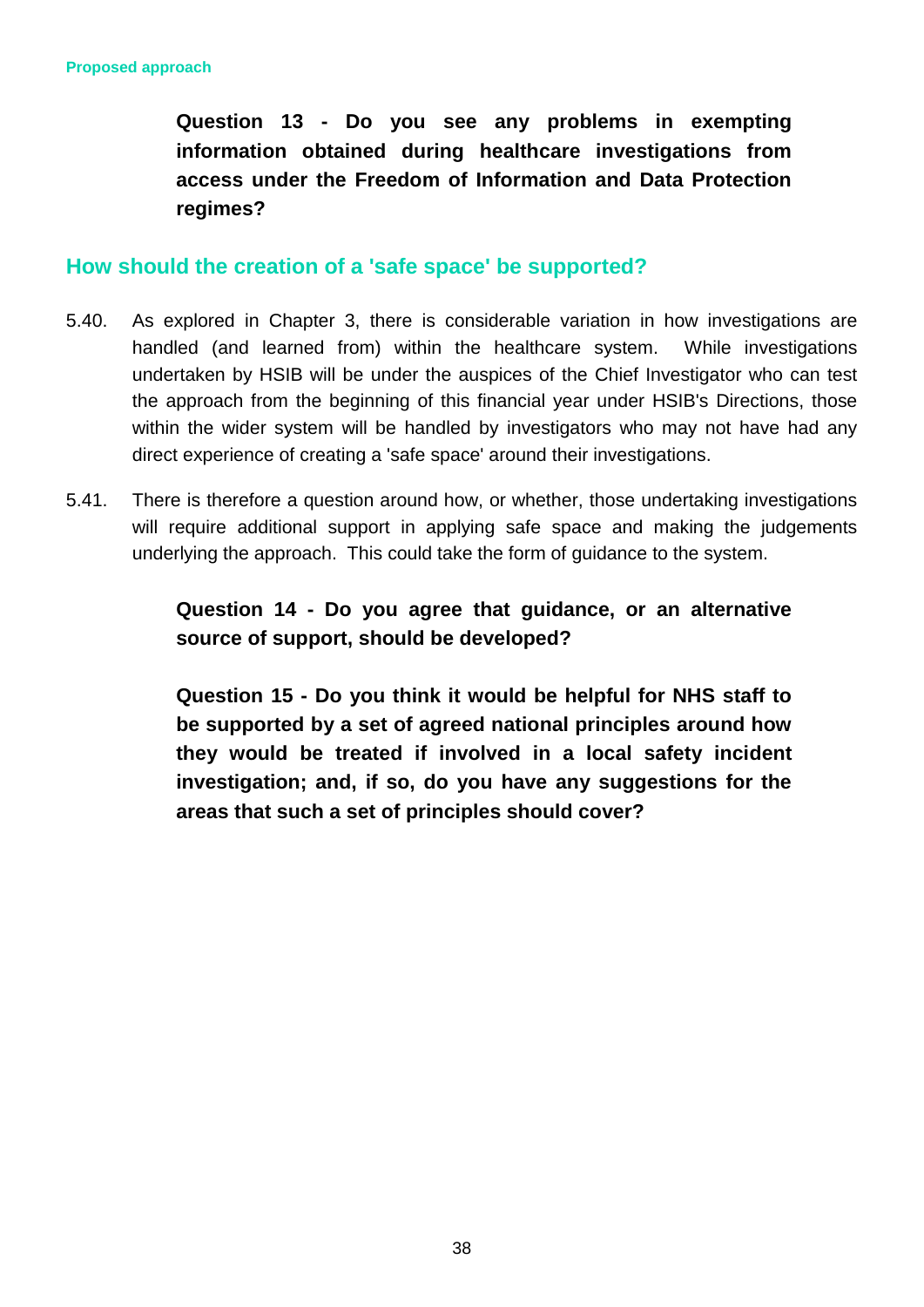**Question 13 - Do you see any problems in exempting information obtained during healthcare investigations from access under the Freedom of Information and Data Protection regimes?**

## How should the creation of a 'safe space' be supported?

5.40. As explored in Chapter 3, there is considerable variation in how investigations are handled (and learned from) within the healthcare system. While investigations undertaken by HSIB will be under the auspices of the Chief Investigator who can test the approach from the beginning of this financial year under HSIB's Directions, those within the wider system will be handled by investigators who may not have had any direct experience of creating a 'safe space' around their investigations.

5.41. There is therefore a question around how, or whether, those undertaking investigations will require additional support in applying safe space and making the judgements underlying the approach. This could take the form of guidance to the system.

**Question 14 - Do you agree that guidance, or an alternative source of support, should be developed?**

**Question 15 - Do you think it would be helpful for NHS staff to be supported by a set of agreed national principles around how they would be treated if involved in a local safety incident investigation; and, if so, do you have any suggestions for the areas that such a set of principles should cover?**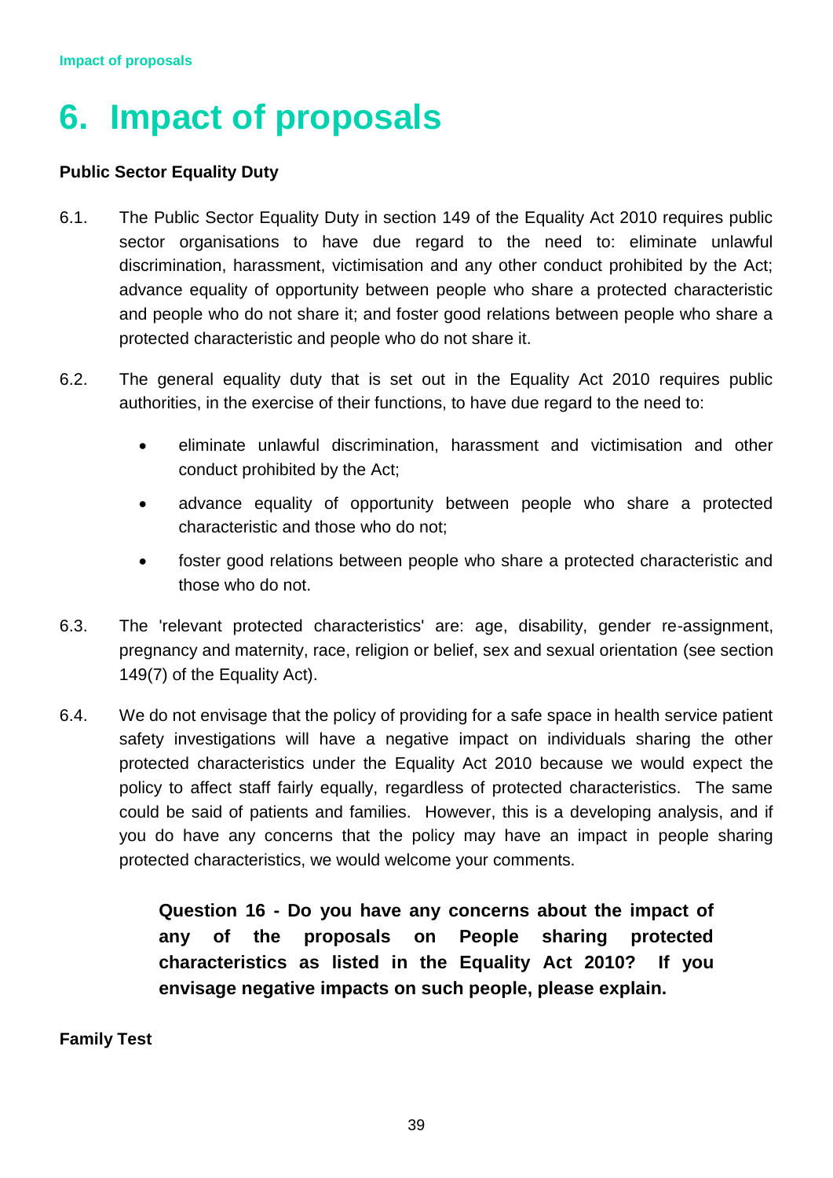# 6. Impact of proposals

**Public Sector Equality Duty**

6.1. The Public Sector Equality Duty in section 149 of the Equality Act 2010 requires public sector organisations to have due regard to the need to: eliminate unlawful discrimination, harassment, victimisation and any other conduct prohibited by the Act; advance equality of opportunity between people who share a protected characteristic and people who do not share it; and foster good relations between people who share a protected characteristic and people who do not share it.

6.2. The general equality duty that is set out in the Equality Act 2010 requires public authorities, in the exercise of their functions, to have due regard to the need to:

- eliminate unlawful discrimination, harassment and victimisation and other conduct prohibited by the Act;
- advance equality of opportunity between people who share a protected characteristic and those who do not;
- foster good relations between people who share a protected characteristic and those who do not.

6.3. The 'relevant protected characteristics' are: age, disability, gender re-assignment, pregnancy and maternity, race, religion or belief, sex and sexual orientation (see section 149(7) of the Equality Act).

6.4. We do not envisage that the policy of providing for a safe space in health service patient safety investigations will have a negative impact on individuals sharing the other protected characteristics under the Equality Act 2010 because we would expect the policy to affect staff fairly equally, regardless of protected characteristics. The same could be said of patients and families. However, this is a developing analysis, and if you do have any concerns that the policy may have an impact in people sharing protected characteristics, we would welcome your comments.

> **Question 16 - Do you have any concerns about the impact of any of the proposals on People sharing protected characteristics as listed in the Equality Act 2010? If you envisage negative impacts on such people, please explain.**

**Family Test**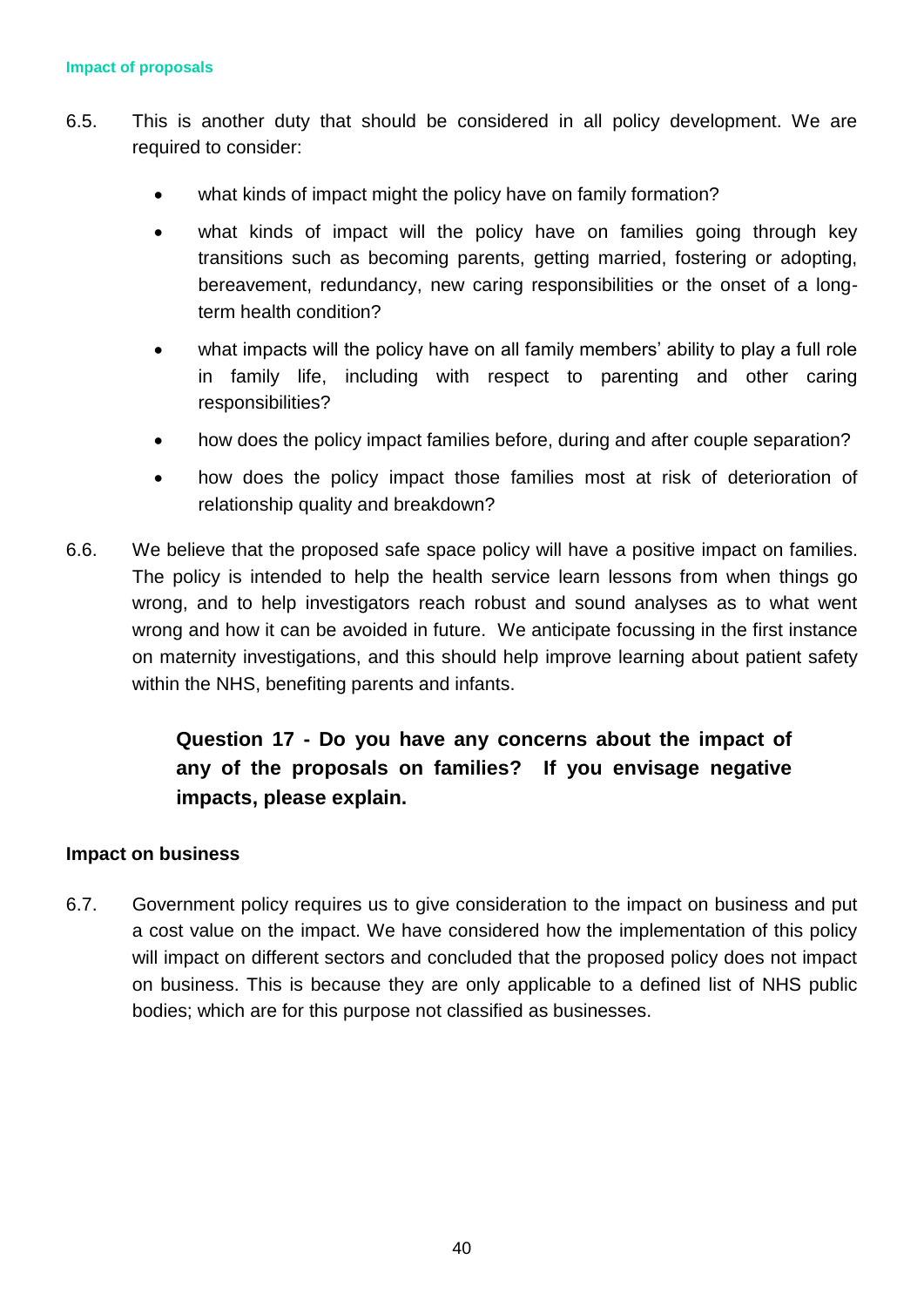#### Impact of proposals

6.5. This is another duty that should be considered in all policy development. We are required to consider:

- what kinds of impact might the policy have on family formation?
- what kinds of impact will the policy have on families going through key transitions such as becoming parents, getting married, fostering or adopting, bereavement, redundancy, new caring responsibilities or the onset of a long-term health condition?
- what impacts will the policy have on all family members' ability to play a full role in family life, including with respect to parenting and other caring responsibilities?
- how does the policy impact families before, during and after couple separation?
- how does the policy impact those families most at risk of deterioration of relationship quality and breakdown?

6.6. We believe that the proposed safe space policy will have a positive impact on families. The policy is intended to help the health service learn lessons from when things go wrong, and to help investigators reach robust and sound analyses as to what went wrong and how it can be avoided in future. We anticipate focussing in the first instance on maternity investigations, and this should help improve learning about patient safety within the NHS, benefiting parents and infants.

> **Question 17 - Do you have any concerns about the impact of any of the proposals on families? If you envisage negative impacts, please explain.**

### Impact on business

6.7. Government policy requires us to give consideration to the impact on business and put a cost value on the impact. We have considered how the implementation of this policy will impact on different sectors and concluded that the proposed policy does not impact on business. This is because they are only applicable to a defined list of NHS public bodies; which are for this purpose not classified as businesses.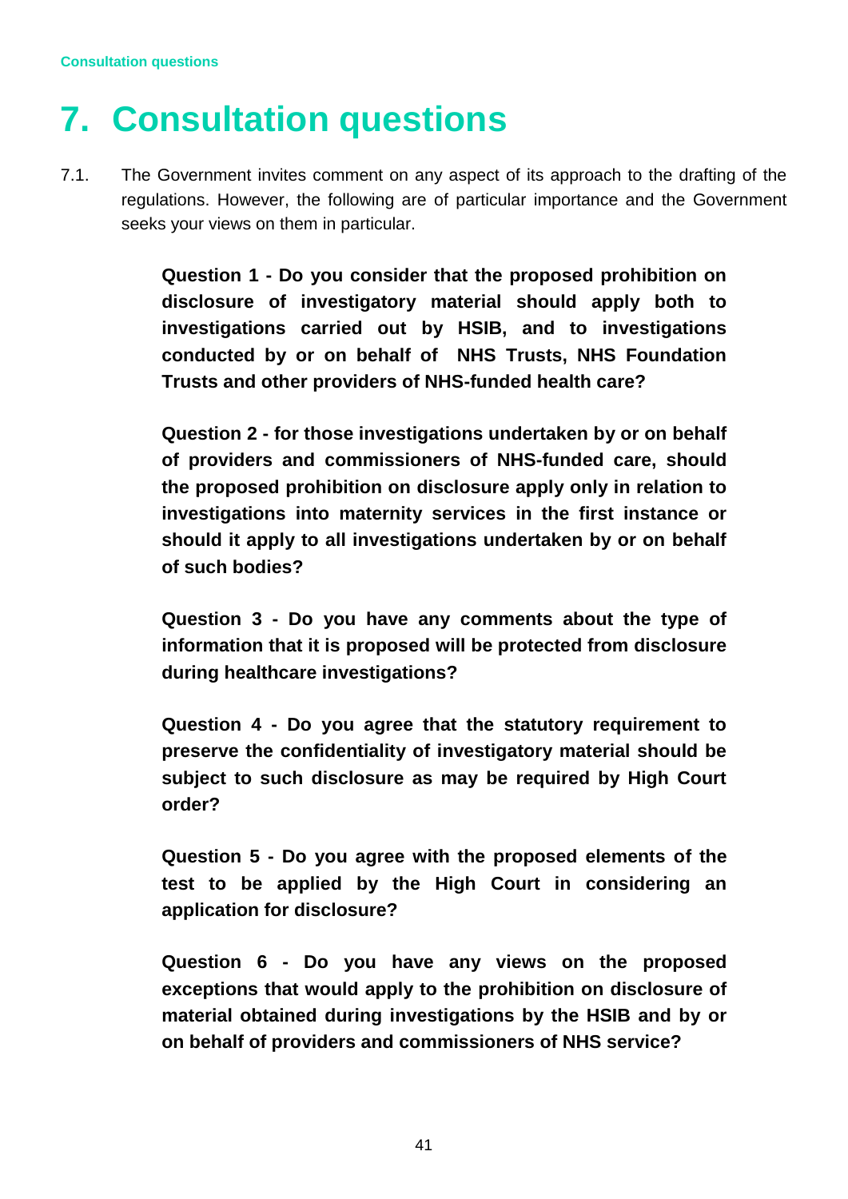# 7. Consultation questions

7.1. The Government invites comment on any aspect of its approach to the drafting of the regulations. However, the following are of particular importance and the Government seeks your views on them in particular.

> **Question 1 - Do you consider that the proposed prohibition on disclosure of investigatory material should apply both to investigations carried out by HSIB, and to investigations conducted by or on behalf of NHS Trusts, NHS Foundation Trusts and other providers of NHS-funded health care?**
>
> **Question 2 - for those investigations undertaken by or on behalf of providers and commissioners of NHS-funded care, should the proposed prohibition on disclosure apply only in relation to investigations into maternity services in the first instance or should it apply to all investigations undertaken by or on behalf of such bodies?**
>
> **Question 3 - Do you have any comments about the type of information that it is proposed will be protected from disclosure during healthcare investigations?**
>
> **Question 4 - Do you agree that the statutory requirement to preserve the confidentiality of investigatory material should be subject to such disclosure as may be required by High Court order?**
>
> **Question 5 - Do you agree with the proposed elements of the test to be applied by the High Court in considering an application for disclosure?**
>
> **Question 6 - Do you have any views on the proposed exceptions that would apply to the prohibition on disclosure of material obtained during investigations by the HSIB and by or on behalf of providers and commissioners of NHS service?**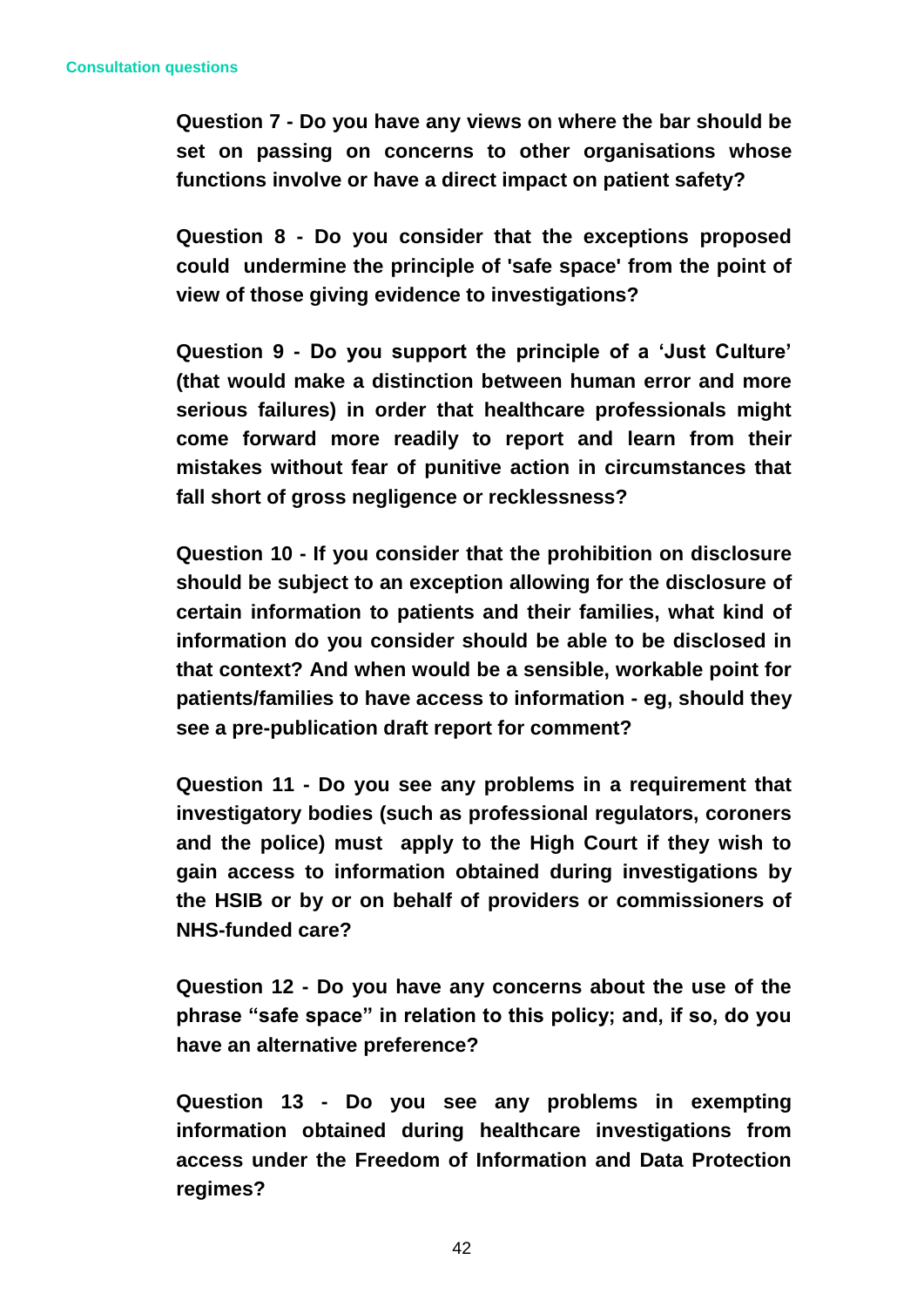**Question 7 - Do you have any views on where the bar should be set on passing on concerns to other organisations whose functions involve or have a direct impact on patient safety?**

**Question 8 - Do you consider that the exceptions proposed could undermine the principle of 'safe space' from the point of view of those giving evidence to investigations?**

**Question 9 - Do you support the principle of a 'Just Culture' (that would make a distinction between human error and more serious failures) in order that healthcare professionals might come forward more readily to report and learn from their mistakes without fear of punitive action in circumstances that fall short of gross negligence or recklessness?**

**Question 10 - If you consider that the prohibition on disclosure should be subject to an exception allowing for the disclosure of certain information to patients and their families, what kind of information do you consider should be able to be disclosed in that context? And when would be a sensible, workable point for patients/families to have access to information - eg, should they see a pre-publication draft report for comment?**

**Question 11 - Do you see any problems in a requirement that investigatory bodies (such as professional regulators, coroners and the police) must apply to the High Court if they wish to gain access to information obtained during investigations by the HSIB or by or on behalf of providers or commissioners of NHS-funded care?**

**Question 12 - Do you have any concerns about the use of the phrase "safe space" in relation to this policy; and, if so, do you have an alternative preference?**

**Question 13 - Do you see any problems in exempting information obtained during healthcare investigations from access under the Freedom of Information and Data Protection regimes?**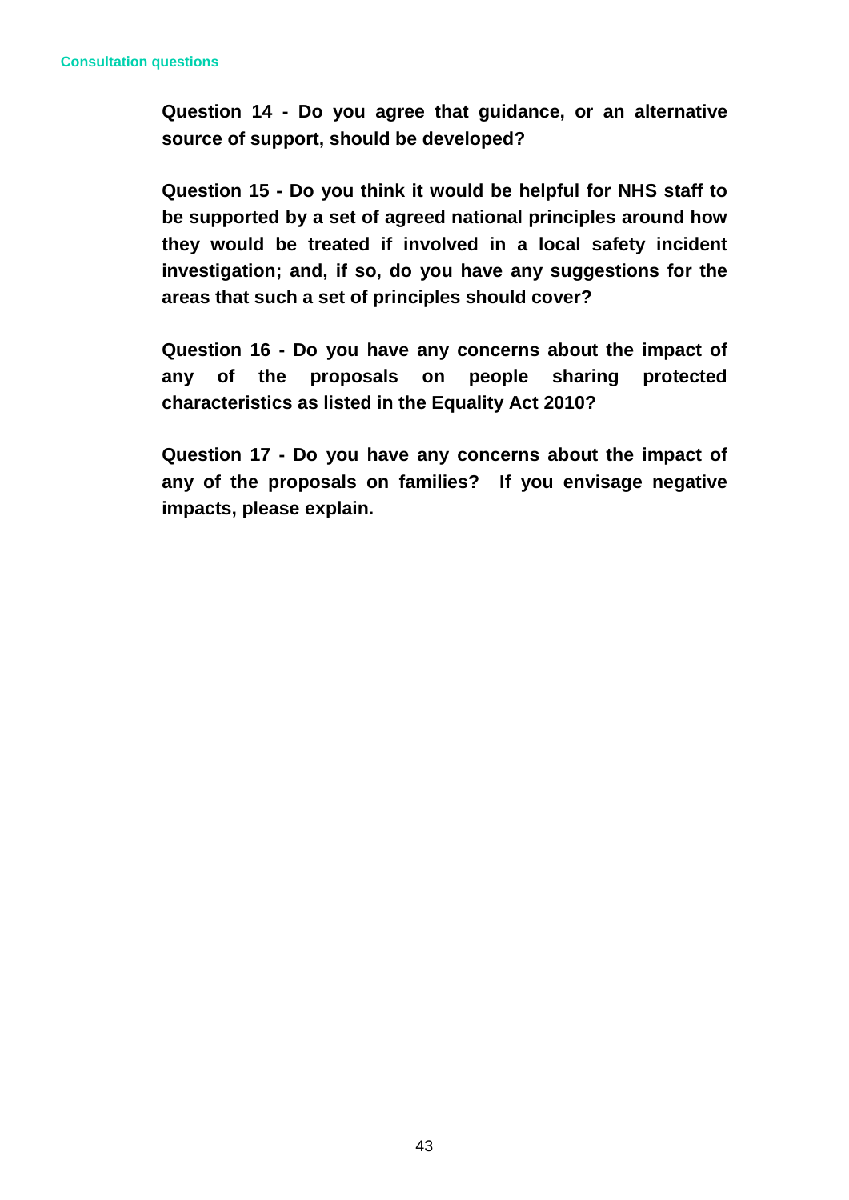**Question 14 - Do you agree that guidance, or an alternative source of support, should be developed?**

**Question 15 - Do you think it would be helpful for NHS staff to be supported by a set of agreed national principles around how they would be treated if involved in a local safety incident investigation; and, if so, do you have any suggestions for the areas that such a set of principles should cover?**

**Question 16 - Do you have any concerns about the impact of any of the proposals on people sharing protected characteristics as listed in the Equality Act 2010?**

**Question 17 - Do you have any concerns about the impact of any of the proposals on families? If you envisage negative impacts, please explain.**